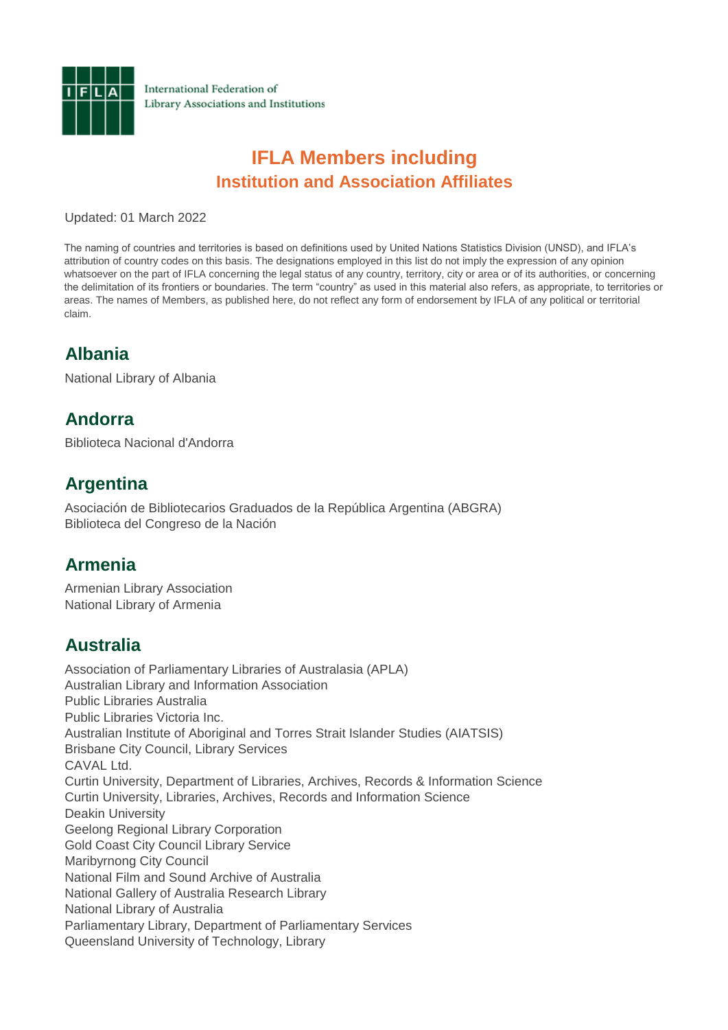International Federation of Library Associations and Institutions

# IFLA Members including
## Institution and Association Affiliates

Updated: 01 March 2022

The naming of countries and territories is based on definitions used by United Nations Statistics Division (UNSD), and IFLA's attribution of country codes on this basis. The designations employed in this list do not imply the expression of any opinion whatsoever on the part of IFLA concerning the legal status of any country, territory, city or area or of its authorities, or concerning the delimitation of its frontiers or boundaries. The term "country" as used in this material also refers, as appropriate, to territories or areas. The names of Members, as published here, do not reflect any form of endorsement by IFLA of any political or territorial claim.

## Albania

National Library of Albania

## Andorra

Biblioteca Nacional d'Andorra

## Argentina

Asociación de Bibliotecarios Graduados de la República Argentina (ABGRA)
Biblioteca del Congreso de la Nación

## Armenia

Armenian Library Association
National Library of Armenia

## Australia

Association of Parliamentary Libraries of Australasia (APLA)
Australian Library and Information Association
Public Libraries Australia
Public Libraries Victoria Inc.
Australian Institute of Aboriginal and Torres Strait Islander Studies (AIATSIS)
Brisbane City Council, Library Services
CAVAL Ltd.
Curtin University, Department of Libraries, Archives, Records & Information Science
Curtin University, Libraries, Archives, Records and Information Science
Deakin University
Geelong Regional Library Corporation
Gold Coast City Council Library Service
Maribyrnong City Council
National Film and Sound Archive of Australia
National Gallery of Australia Research Library
National Library of Australia
Parliamentary Library, Department of Parliamentary Services
Queensland University of Technology, Library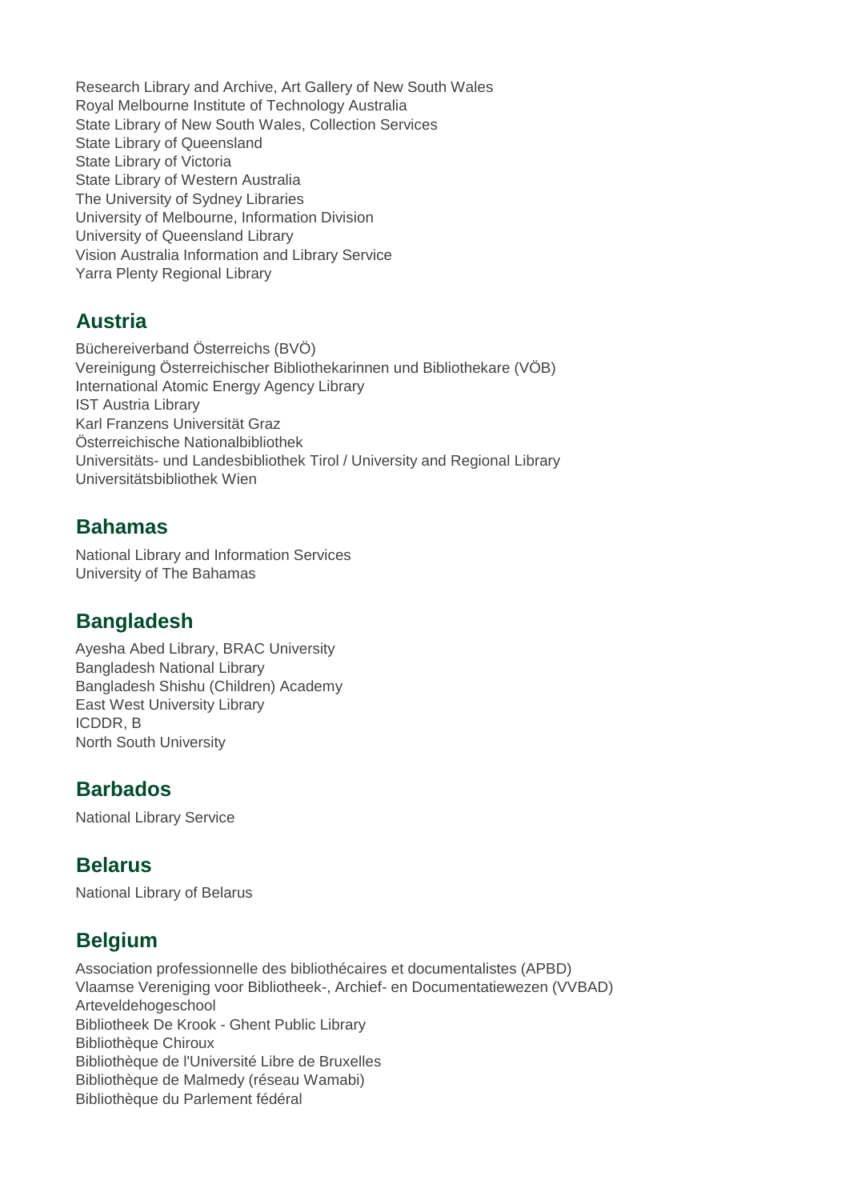Research Library and Archive, Art Gallery of New South Wales
Royal Melbourne Institute of Technology Australia
State Library of New South Wales, Collection Services
State Library of Queensland
State Library of Victoria
State Library of Western Australia
The University of Sydney Libraries
University of Melbourne, Information Division
University of Queensland Library
Vision Australia Information and Library Service
Yarra Plenty Regional Library

## Austria

Büchereiverband Österreichs (BVÖ)
Vereinigung Österreichischer Bibliothekarinnen und Bibliothekare (VÖB)
International Atomic Energy Agency Library
IST Austria Library
Karl Franzens Universität Graz
Österreichische Nationalbibliothek
Universitäts- und Landesbibliothek Tirol / University and Regional Library
Universitätsbibliothek Wien

## Bahamas

National Library and Information Services
University of The Bahamas

## Bangladesh

Ayesha Abed Library, BRAC University
Bangladesh National Library
Bangladesh Shishu (Children) Academy
East West University Library
ICDDR, B
North South University

## Barbados

National Library Service

## Belarus

National Library of Belarus

## Belgium

Association professionnelle des bibliothécaires et documentalistes (APBD)
Vlaamse Vereniging voor Bibliotheek-, Archief- en Documentatiewezen (VVBAD)
Arteveldehogeschool
Bibliotheek De Krook - Ghent Public Library
Bibliothèque Chiroux
Bibliothèque de l'Université Libre de Bruxelles
Bibliothèque de Malmedy (réseau Wamabi)
Bibliothèque du Parlement fédéral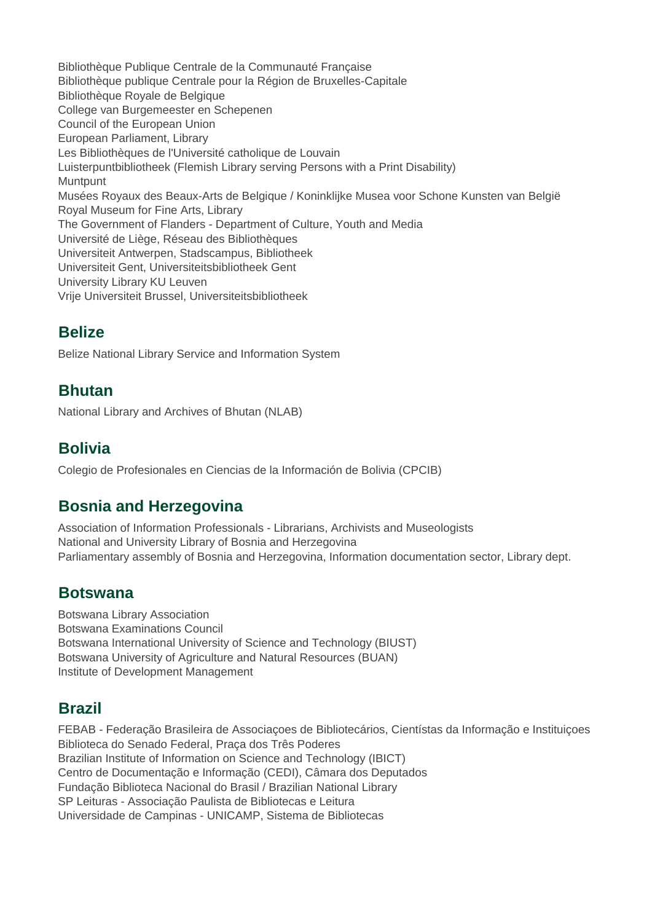Bibliothèque Publique Centrale de la Communauté Française
Bibliothèque publique Centrale pour la Région de Bruxelles-Capitale
Bibliothèque Royale de Belgique
College van Burgemeester en Schepenen
Council of the European Union
European Parliament, Library
Les Bibliothèques de l'Université catholique de Louvain
Luisterpuntbibliotheek (Flemish Library serving Persons with a Print Disability)
Muntpunt
Musées Royaux des Beaux-Arts de Belgique / Koninklijke Musea voor Schone Kunsten van België
Royal Museum for Fine Arts, Library
The Government of Flanders - Department of Culture, Youth and Media
Université de Liège, Réseau des Bibliothèques
Universiteit Antwerpen, Stadscampus, Bibliotheek
Universiteit Gent, Universiteitsbibliotheek Gent
University Library KU Leuven
Vrije Universiteit Brussel, Universiteitsbibliotheek

## Belize

Belize National Library Service and Information System

## Bhutan

National Library and Archives of Bhutan (NLAB)

## Bolivia

Colegio de Profesionales en Ciencias de la Información de Bolivia (CPCIB)

## Bosnia and Herzegovina

Association of Information Professionals - Librarians, Archivists and Museologists
National and University Library of Bosnia and Herzegovina
Parliamentary assembly of Bosnia and Herzegovina, Information documentation sector, Library dept.

## Botswana

Botswana Library Association
Botswana Examinations Council
Botswana International University of Science and Technology (BIUST)
Botswana University of Agriculture and Natural Resources (BUAN)
Institute of Development Management

## Brazil

FEBAB - Federação Brasileira de Associaçoes de Bibliotecários, Cientístas da Informação e Instituiçoes
Biblioteca do Senado Federal, Praça dos Três Poderes
Brazilian Institute of Information on Science and Technology (IBICT)
Centro de Documentação e Informação (CEDI), Câmara dos Deputados
Fundação Biblioteca Nacional do Brasil / Brazilian National Library
SP Leituras - Associação Paulista de Bibliotecas e Leitura
Universidade de Campinas - UNICAMP, Sistema de Bibliotecas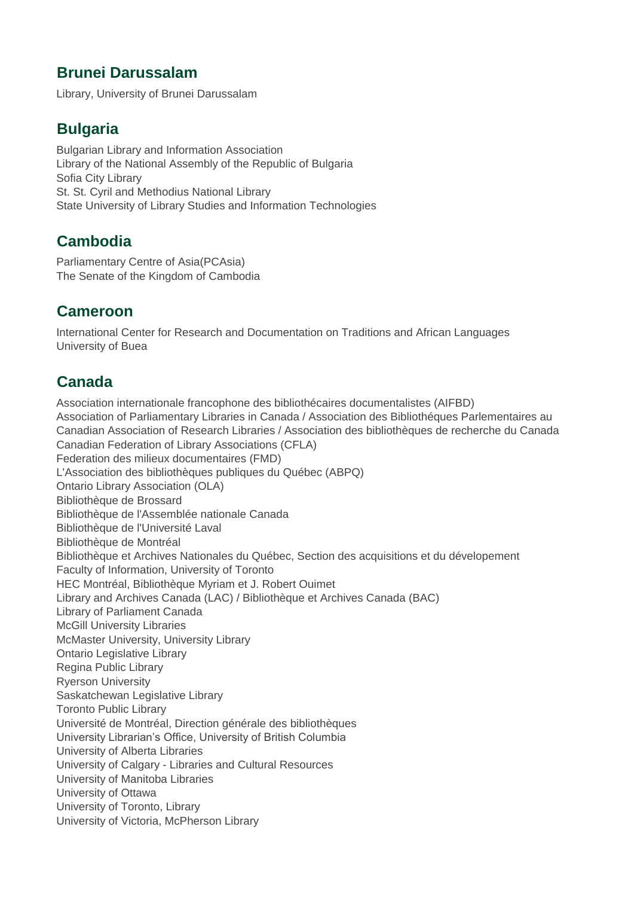## Brunei Darussalam

Library, University of Brunei Darussalam

## Bulgaria

Bulgarian Library and Information Association
Library of the National Assembly of the Republic of Bulgaria
Sofia City Library
St. St. Cyril and Methodius National Library
State University of Library Studies and Information Technologies

## Cambodia

Parliamentary Centre of Asia(PCAsia)
The Senate of the Kingdom of Cambodia

## Cameroon

International Center for Research and Documentation on Traditions and African Languages
University of Buea

## Canada

Association internationale francophone des bibliothécaires documentalistes (AIFBD)
Association of Parliamentary Libraries in Canada / Association des Bibliothéques Parlementaires au
Canadian Association of Research Libraries / Association des bibliothèques de recherche du Canada
Canadian Federation of Library Associations (CFLA)
Federation des milieux documentaires (FMD)
L'Association des bibliothèques publiques du Québec (ABPQ)
Ontario Library Association (OLA)
Bibliothèque de Brossard
Bibliothèque de l'Assemblée nationale Canada
Bibliothèque de l'Université Laval
Bibliothèque de Montréal
Bibliothèque et Archives Nationales du Québec, Section des acquisitions et du dévelopement
Faculty of Information, University of Toronto
HEC Montréal, Bibliothèque Myriam et J. Robert Ouimet
Library and Archives Canada (LAC) / Bibliothèque et Archives Canada (BAC)
Library of Parliament Canada
McGill University Libraries
McMaster University, University Library
Ontario Legislative Library
Regina Public Library
Ryerson University
Saskatchewan Legislative Library
Toronto Public Library
Université de Montréal, Direction générale des bibliothèques
University Librarian's Office, University of British Columbia
University of Alberta Libraries
University of Calgary - Libraries and Cultural Resources
University of Manitoba Libraries
University of Ottawa
University of Toronto, Library
University of Victoria, McPherson Library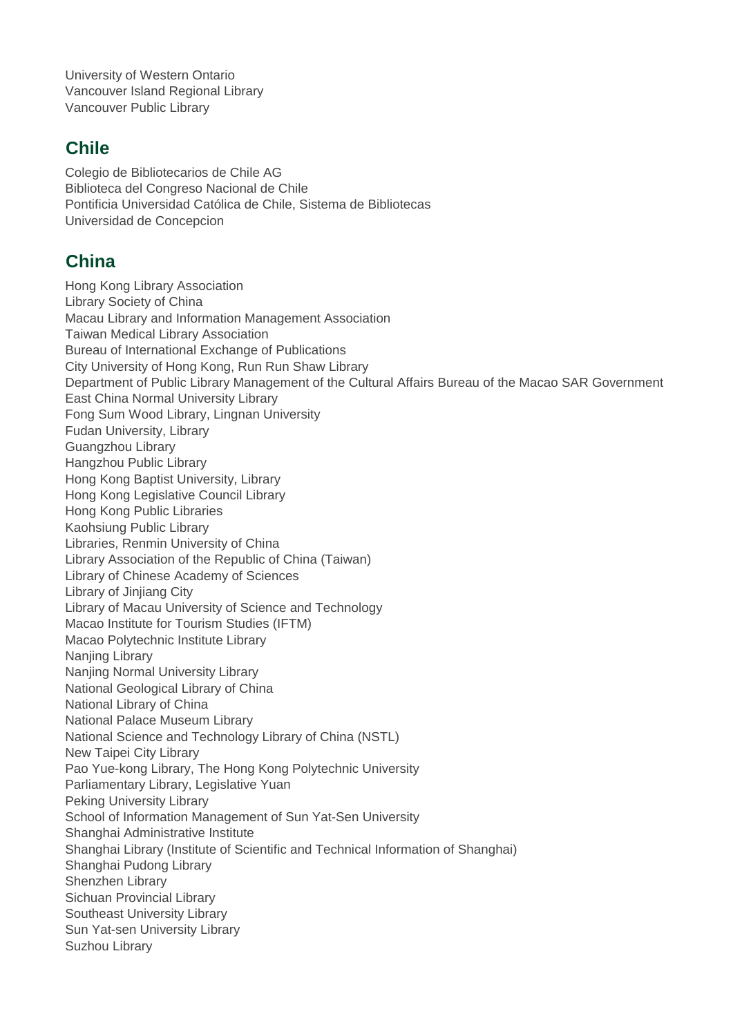University of Western Ontario
Vancouver Island Regional Library
Vancouver Public Library

## Chile

Colegio de Bibliotecarios de Chile AG
Biblioteca del Congreso Nacional de Chile
Pontificia Universidad Católica de Chile, Sistema de Bibliotecas
Universidad de Concepcion

## China

Hong Kong Library Association
Library Society of China
Macau Library and Information Management Association
Taiwan Medical Library Association
Bureau of International Exchange of Publications
City University of Hong Kong, Run Run Shaw Library
Department of Public Library Management of the Cultural Affairs Bureau of the Macao SAR Government
East China Normal University Library
Fong Sum Wood Library, Lingnan University
Fudan University, Library
Guangzhou Library
Hangzhou Public Library
Hong Kong Baptist University, Library
Hong Kong Legislative Council Library
Hong Kong Public Libraries
Kaohsiung Public Library
Libraries, Renmin University of China
Library Association of the Republic of China (Taiwan)
Library of Chinese Academy of Sciences
Library of Jinjiang City
Library of Macau University of Science and Technology
Macao Institute for Tourism Studies (IFTM)
Macao Polytechnic Institute Library
Nanjing Library
Nanjing Normal University Library
National Geological Library of China
National Library of China
National Palace Museum Library
National Science and Technology Library of China (NSTL)
New Taipei City Library
Pao Yue-kong Library, The Hong Kong Polytechnic University
Parliamentary Library, Legislative Yuan
Peking University Library
School of Information Management of Sun Yat-Sen University
Shanghai Administrative Institute
Shanghai Library (Institute of Scientific and Technical Information of Shanghai)
Shanghai Pudong Library
Shenzhen Library
Sichuan Provincial Library
Southeast University Library
Sun Yat-sen University Library
Suzhou Library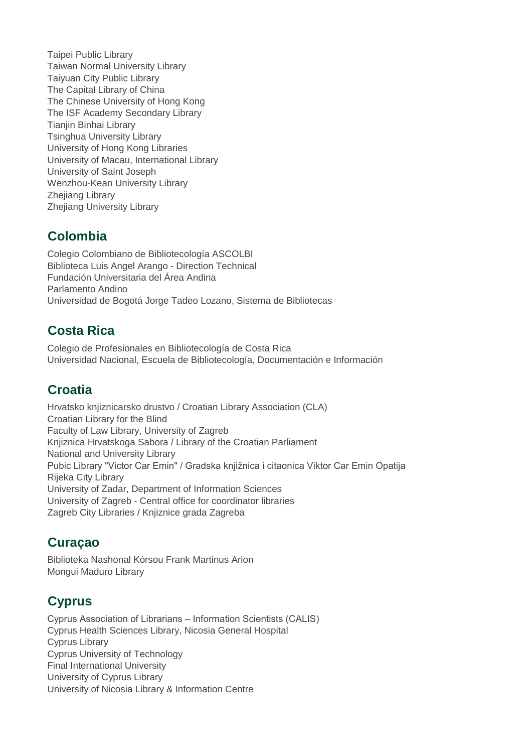Taipei Public Library
Taiwan Normal University Library
Taiyuan City Public Library
The Capital Library of China
The Chinese University of Hong Kong
The ISF Academy Secondary Library
Tianjin Binhai Library
Tsinghua University Library
University of Hong Kong Libraries
University of Macau, International Library
University of Saint Joseph
Wenzhou-Kean University Library
Zhejiang Library
Zhejiang University Library

## Colombia

Colegio Colombiano de Bibliotecología ASCOLBI
Biblioteca Luis Angel Arango - Direction Technical
Fundación Universitaria del Área Andina
Parlamento Andino
Universidad de Bogotá Jorge Tadeo Lozano, Sistema de Bibliotecas

## Costa Rica

Colegio de Profesionales en Bibliotecología de Costa Rica
Universidad Nacional, Escuela de Bibliotecología, Documentación e Información

## Croatia

Hrvatsko knjiznicarsko drustvo / Croatian Library Association (CLA)
Croatian Library for the Blind
Faculty of Law Library, University of Zagreb
Knjiznica Hrvatskoga Sabora / Library of the Croatian Parliament
National and University Library
Pubic Library "Victor Car Emin" / Gradska knjižnica i citaonica Viktor Car Emin Opatija
Rijeka City Library
University of Zadar, Department of Information Sciences
University of Zagreb - Central office for coordinator libraries
Zagreb City Libraries / Knjiznice grada Zagreba

## Curaçao

Biblioteka Nashonal Kòrsou Frank Martinus Arion
Mongui Maduro Library

## Cyprus

Cyprus Association of Librarians – Information Scientists (CALIS)
Cyprus Health Sciences Library, Nicosia General Hospital
Cyprus Library
Cyprus University of Technology
Final International University
University of Cyprus Library
University of Nicosia Library & Information Centre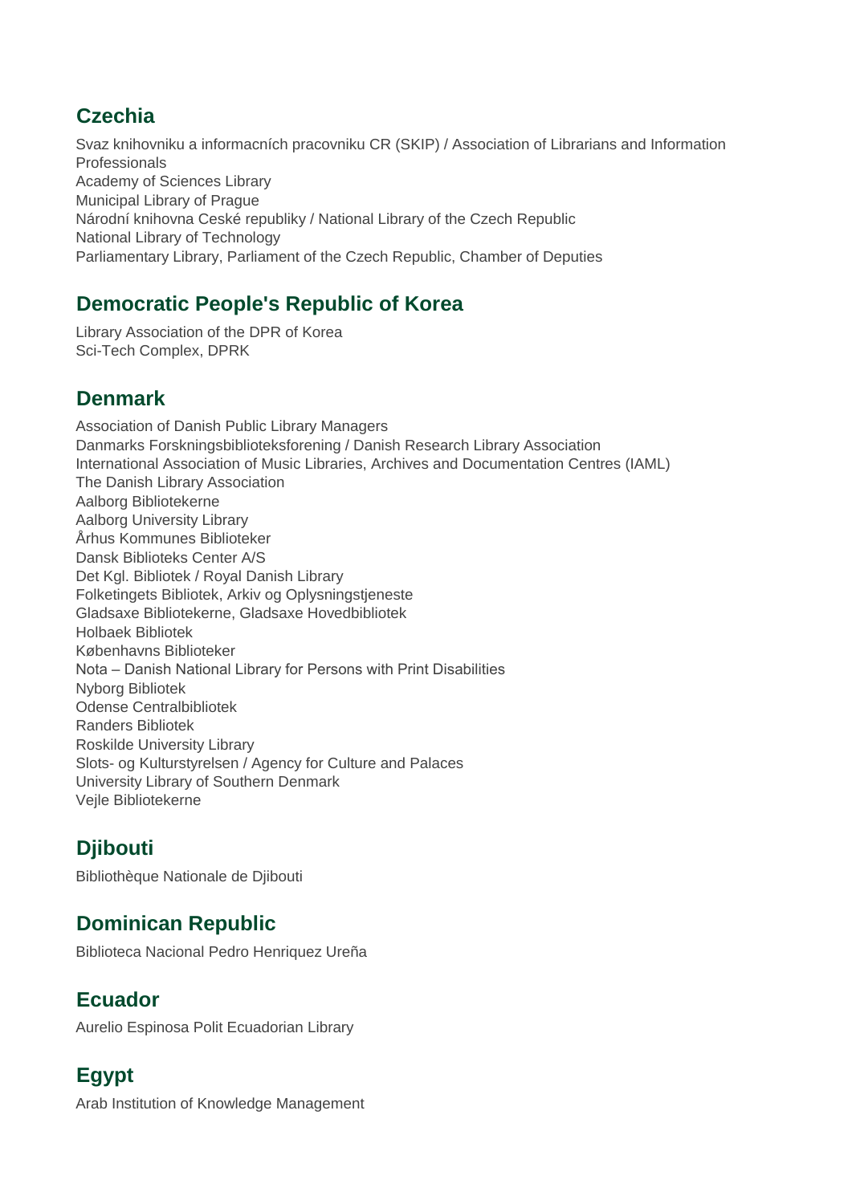## Czechia

Svaz knihovniku a informacních pracovniku CR (SKIP) / Association of Librarians and Information Professionals
Academy of Sciences Library
Municipal Library of Prague
Národní knihovna Ceské republiky / National Library of the Czech Republic
National Library of Technology
Parliamentary Library, Parliament of the Czech Republic, Chamber of Deputies

## Democratic People's Republic of Korea

Library Association of the DPR of Korea
Sci-Tech Complex, DPRK

## Denmark

Association of Danish Public Library Managers
Danmarks Forskningsbiblioteksforening / Danish Research Library Association
International Association of Music Libraries, Archives and Documentation Centres (IAML)
The Danish Library Association
Aalborg Bibliotekerne
Aalborg University Library
Århus Kommunes Biblioteker
Dansk Biblioteks Center A/S
Det Kgl. Bibliotek / Royal Danish Library
Folketingets Bibliotek, Arkiv og Oplysningstjeneste
Gladsaxe Bibliotekerne, Gladsaxe Hovedbibliotek
Holbaek Bibliotek
Københavns Biblioteker
Nota – Danish National Library for Persons with Print Disabilities
Nyborg Bibliotek
Odense Centralbibliotek
Randers Bibliotek
Roskilde University Library
Slots- og Kulturstyrelsen / Agency for Culture and Palaces
University Library of Southern Denmark
Vejle Bibliotekerne

## Djibouti

Bibliothèque Nationale de Djibouti

## Dominican Republic

Biblioteca Nacional Pedro Henriquez Ureña

## Ecuador

Aurelio Espinosa Polit Ecuadorian Library

## Egypt

Arab Institution of Knowledge Management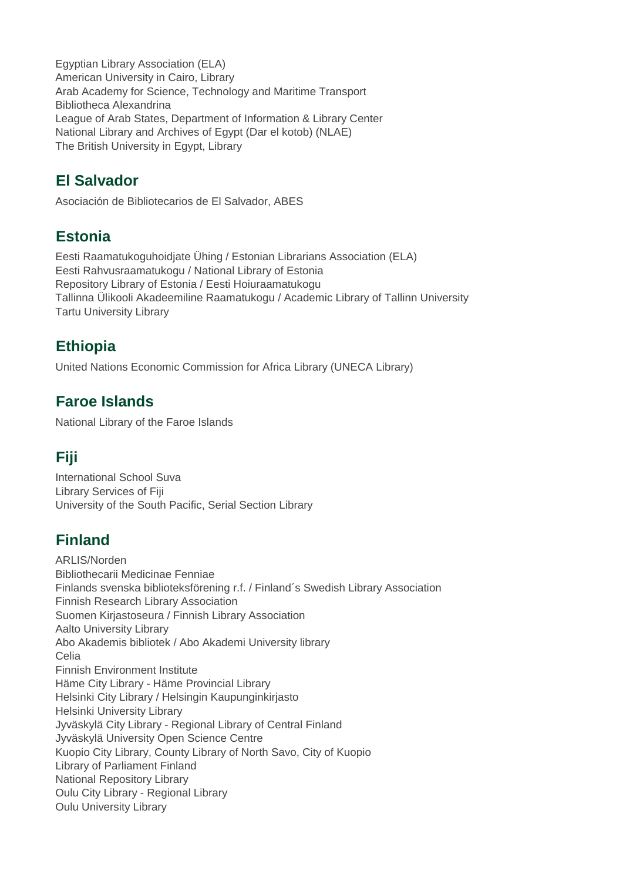Egyptian Library Association (ELA)
American University in Cairo, Library
Arab Academy for Science, Technology and Maritime Transport
Bibliotheca Alexandrina
League of Arab States, Department of Information & Library Center
National Library and Archives of Egypt (Dar el kotob) (NLAE)
The British University in Egypt, Library

## El Salvador

Asociación de Bibliotecarios de El Salvador, ABES

## Estonia

Eesti Raamatukoguhoidjate Ühing / Estonian Librarians Association (ELA)
Eesti Rahvusraamatukogu / National Library of Estonia
Repository Library of Estonia / Eesti Hoiuraamatukogu
Tallinna Ülikooli Akadeemiline Raamatukogu / Academic Library of Tallinn University
Tartu University Library

## Ethiopia

United Nations Economic Commission for Africa Library (UNECA Library)

## Faroe Islands

National Library of the Faroe Islands

## Fiji

International School Suva
Library Services of Fiji
University of the South Pacific, Serial Section Library

## Finland

ARLIS/Norden
Bibliothecarii Medicinae Fenniae
Finlands svenska biblioteksförening r.f. / Finland´s Swedish Library Association
Finnish Research Library Association
Suomen Kirjastoseura / Finnish Library Association
Aalto University Library
Abo Akademis bibliotek / Abo Akademi University library
Celia
Finnish Environment Institute
Häme City Library - Häme Provincial Library
Helsinki City Library / Helsingin Kaupunginkirjasto
Helsinki University Library
Jyväskylä City Library - Regional Library of Central Finland
Jyväskylä University Open Science Centre
Kuopio City Library, County Library of North Savo, City of Kuopio
Library of Parliament Finland
National Repository Library
Oulu City Library - Regional Library
Oulu University Library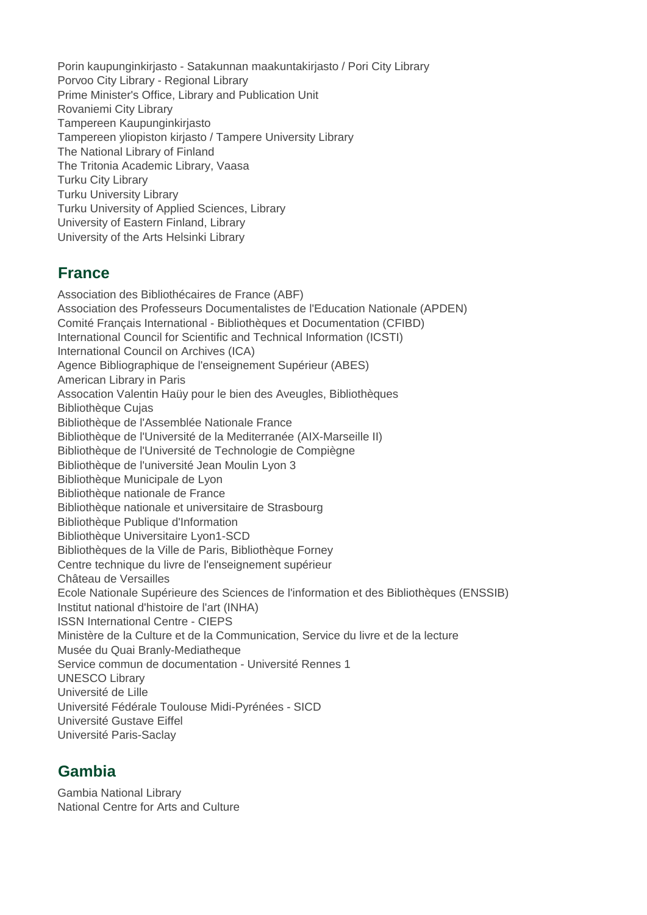Porin kaupunginkirjasto - Satakunnan maakuntakirjasto / Pori City Library
Porvoo City Library - Regional Library
Prime Minister's Office, Library and Publication Unit
Rovaniemi City Library
Tampereen Kaupunginkirjasto
Tampereen yliopiston kirjasto / Tampere University Library
The National Library of Finland
The Tritonia Academic Library, Vaasa
Turku City Library
Turku University Library
Turku University of Applied Sciences, Library
University of Eastern Finland, Library
University of the Arts Helsinki Library

## France

Association des Bibliothécaires de France (ABF)
Association des Professeurs Documentalistes de l'Education Nationale (APDEN)
Comité Français International - Bibliothèques et Documentation (CFIBD)
International Council for Scientific and Technical Information (ICSTI)
International Council on Archives (ICA)
Agence Bibliographique de l'enseignement Supérieur (ABES)
American Library in Paris
Assocation Valentin Haüy pour le bien des Aveugles, Bibliothèques
Bibliothèque Cujas
Bibliothèque de l'Assemblée Nationale France
Bibliothèque de l'Université de la Mediterranée (AIX-Marseille II)
Bibliothèque de l'Université de Technologie de Compiègne
Bibliothèque de l'université Jean Moulin Lyon 3
Bibliothèque Municipale de Lyon
Bibliothèque nationale de France
Bibliothèque nationale et universitaire de Strasbourg
Bibliothèque Publique d'Information
Bibliothèque Universitaire Lyon1-SCD
Bibliothèques de la Ville de Paris, Bibliothèque Forney
Centre technique du livre de l'enseignement supérieur
Château de Versailles
Ecole Nationale Supérieure des Sciences de l'information et des Bibliothèques (ENSSIB)
Institut national d'histoire de l'art (INHA)
ISSN International Centre - CIEPS
Ministère de la Culture et de la Communication, Service du livre et de la lecture
Musée du Quai Branly-Mediatheque
Service commun de documentation - Université Rennes 1
UNESCO Library
Université de Lille
Université Fédérale Toulouse Midi-Pyrénées - SICD
Université Gustave Eiffel
Université Paris-Saclay

## Gambia

Gambia National Library
National Centre for Arts and Culture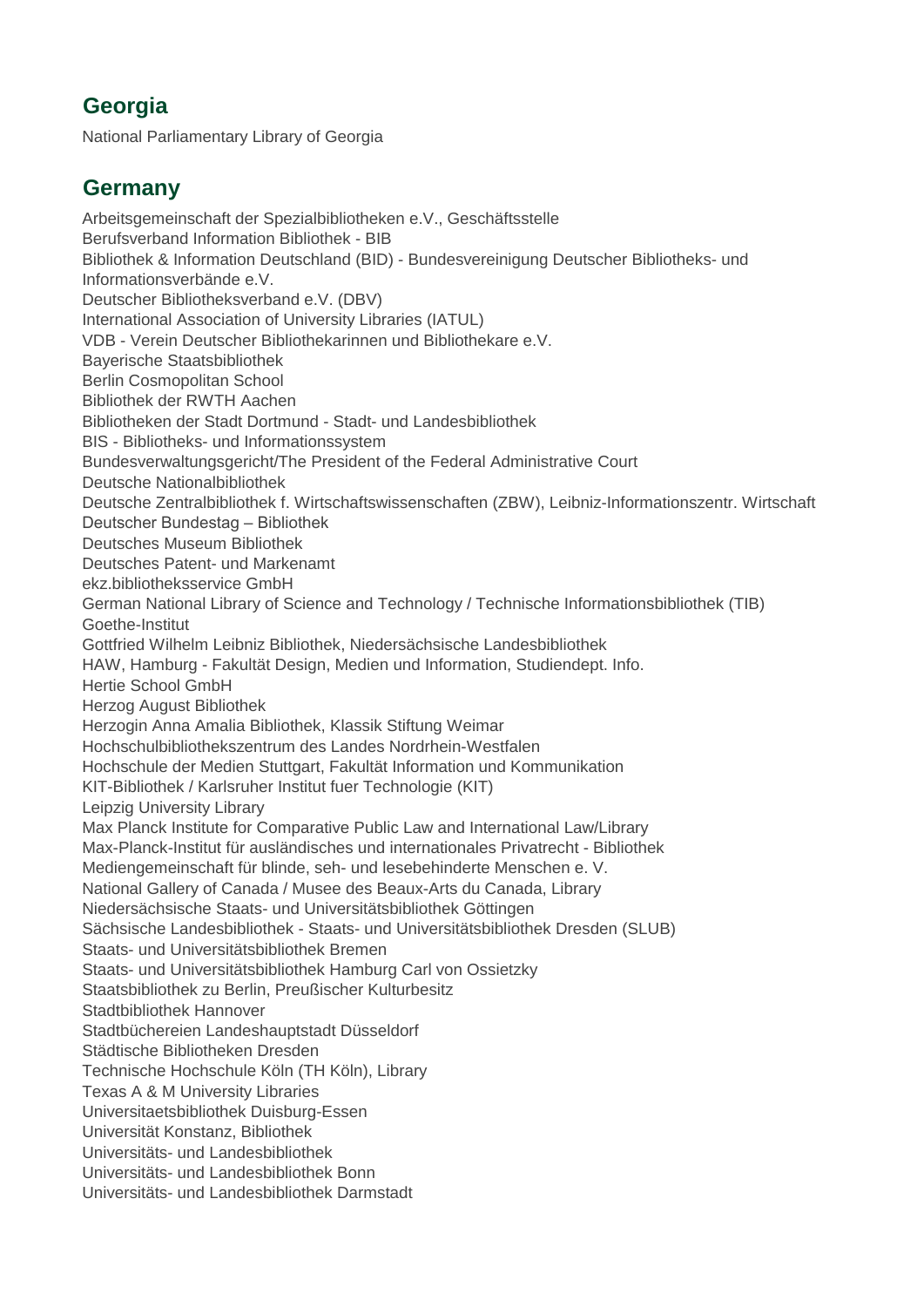## Georgia

National Parliamentary Library of Georgia

## Germany

Arbeitsgemeinschaft der Spezialbibliotheken e.V., Geschäftsstelle
Berufsverband Information Bibliothek - BIB
Bibliothek & Information Deutschland (BID) - Bundesvereinigung Deutscher Bibliotheks- und Informationsverbände e.V.
Deutscher Bibliotheksverband e.V. (DBV)
International Association of University Libraries (IATUL)
VDB - Verein Deutscher Bibliothekarinnen und Bibliothekare e.V.
Bayerische Staatsbibliothek
Berlin Cosmopolitan School
Bibliothek der RWTH Aachen
Bibliotheken der Stadt Dortmund - Stadt- und Landesbibliothek
BIS - Bibliotheks- und Informationssystem
Bundesverwaltungsgericht/The President of the Federal Administrative Court
Deutsche Nationalbibliothek
Deutsche Zentralbibliothek f. Wirtschaftswissenschaften (ZBW), Leibniz-Informationszentr. Wirtschaft
Deutscher Bundestag – Bibliothek
Deutsches Museum Bibliothek
Deutsches Patent- und Markenamt
ekz.bibliotheksservice GmbH
German National Library of Science and Technology / Technische Informationsbibliothek (TIB)
Goethe-Institut
Gottfried Wilhelm Leibniz Bibliothek, Niedersächsische Landesbibliothek
HAW, Hamburg - Fakultät Design, Medien und Information, Studiendept. Info.
Hertie School GmbH
Herzog August Bibliothek
Herzogin Anna Amalia Bibliothek, Klassik Stiftung Weimar
Hochschulbibliothekszentrum des Landes Nordrhein-Westfalen
Hochschule der Medien Stuttgart, Fakultät Information und Kommunikation
KIT-Bibliothek / Karlsruher Institut fuer Technologie (KIT)
Leipzig University Library
Max Planck Institute for Comparative Public Law and International Law/Library
Max-Planck-Institut für ausländisches und internationales Privatrecht - Bibliothek
Mediengemeinschaft für blinde, seh- und lesebehinderte Menschen e. V.
National Gallery of Canada / Musee des Beaux-Arts du Canada, Library
Niedersächsische Staats- und Universitätsbibliothek Göttingen
Sächsische Landesbibliothek - Staats- und Universitätsbibliothek Dresden (SLUB)
Staats- und Universitätsbibliothek Bremen
Staats- und Universitätsbibliothek Hamburg Carl von Ossietzky
Staatsbibliothek zu Berlin, Preußischer Kulturbesitz
Stadtbibliothek Hannover
Stadtbüchereien Landeshauptstadt Düsseldorf
Städtische Bibliotheken Dresden
Technische Hochschule Köln (TH Köln), Library
Texas A & M University Libraries
Universitaetsbibliothek Duisburg-Essen
Universität Konstanz, Bibliothek
Universitäts- und Landesbibliothek
Universitäts- und Landesbibliothek Bonn
Universitäts- und Landesbibliothek Darmstadt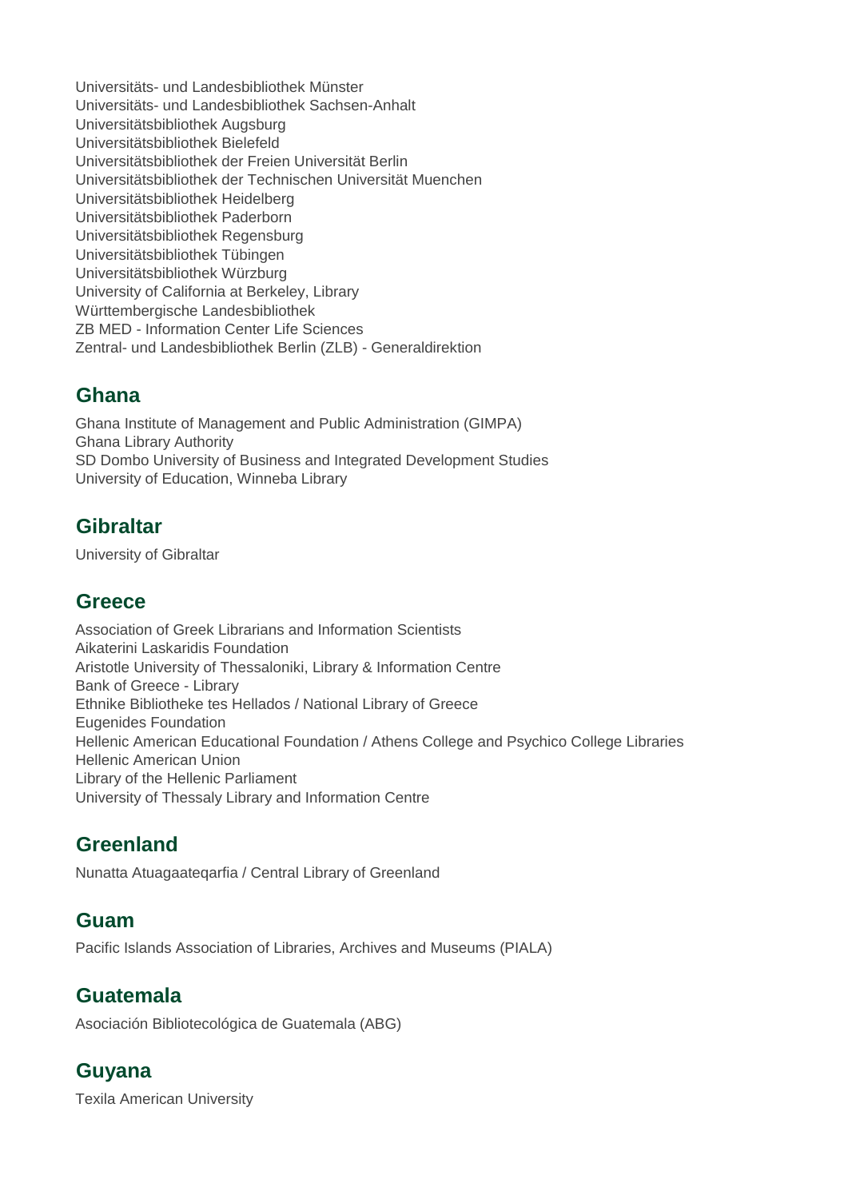Universitäts- und Landesbibliothek Münster
Universitäts- und Landesbibliothek Sachsen-Anhalt
Universitätsbibliothek Augsburg
Universitätsbibliothek Bielefeld
Universitätsbibliothek der Freien Universität Berlin
Universitätsbibliothek der Technischen Universität Muenchen
Universitätsbibliothek Heidelberg
Universitätsbibliothek Paderborn
Universitätsbibliothek Regensburg
Universitätsbibliothek Tübingen
Universitätsbibliothek Würzburg
University of California at Berkeley, Library
Württembergische Landesbibliothek
ZB MED - Information Center Life Sciences
Zentral- und Landesbibliothek Berlin (ZLB) - Generaldirektion

## Ghana

Ghana Institute of Management and Public Administration (GIMPA)
Ghana Library Authority
SD Dombo University of Business and Integrated Development Studies
University of Education, Winneba Library

## Gibraltar

University of Gibraltar

## Greece

Association of Greek Librarians and Information Scientists
Aikaterini Laskaridis Foundation
Aristotle University of Thessaloniki, Library & Information Centre
Bank of Greece - Library
Ethnike Bibliotheke tes Hellados / National Library of Greece
Eugenides Foundation
Hellenic American Educational Foundation / Athens College and Psychico College Libraries
Hellenic American Union
Library of the Hellenic Parliament
University of Thessaly Library and Information Centre

## Greenland

Nunatta Atuagaateqarfia / Central Library of Greenland

## Guam

Pacific Islands Association of Libraries, Archives and Museums (PIALA)

## Guatemala

Asociación Bibliotecológica de Guatemala (ABG)

## Guyana

Texila American University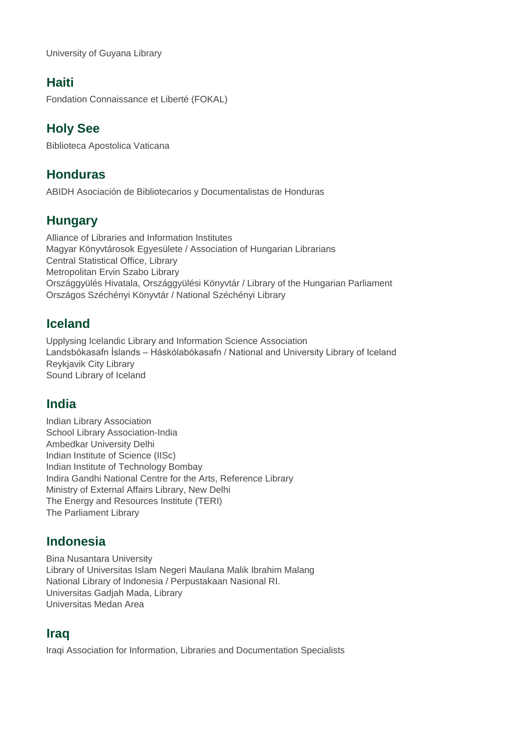University of Guyana Library

## Haiti

Fondation Connaissance et Liberté (FOKAL)

## Holy See

Biblioteca Apostolica Vaticana

## Honduras

ABIDH Asociación de Bibliotecarios y Documentalistas de Honduras

## Hungary

Alliance of Libraries and Information Institutes
Magyar Könyvtárosok Egyesülete / Association of Hungarian Librarians
Central Statistical Office, Library
Metropolitan Ervin Szabo Library
Országgyülés Hivatala, Országgyülési Könyvtár / Library of the Hungarian Parliament
Országos Széchényi Könyvtár / National Széchényi Library

## Iceland

Upplysing Icelandic Library and Information Science Association
Landsbókasafn Íslands – Háskólabókasafn / National and University Library of Iceland
Reykjavik City Library
Sound Library of Iceland

## India

Indian Library Association
School Library Association-India
Ambedkar University Delhi
Indian Institute of Science (IISc)
Indian Institute of Technology Bombay
Indira Gandhi National Centre for the Arts, Reference Library
Ministry of External Affairs Library, New Delhi
The Energy and Resources Institute (TERI)
The Parliament Library

## Indonesia

Bina Nusantara University
Library of Universitas Islam Negeri Maulana Malik Ibrahim Malang
National Library of Indonesia / Perpustakaan Nasional RI.
Universitas Gadjah Mada, Library
Universitas Medan Area

## Iraq

Iraqi Association for Information, Libraries and Documentation Specialists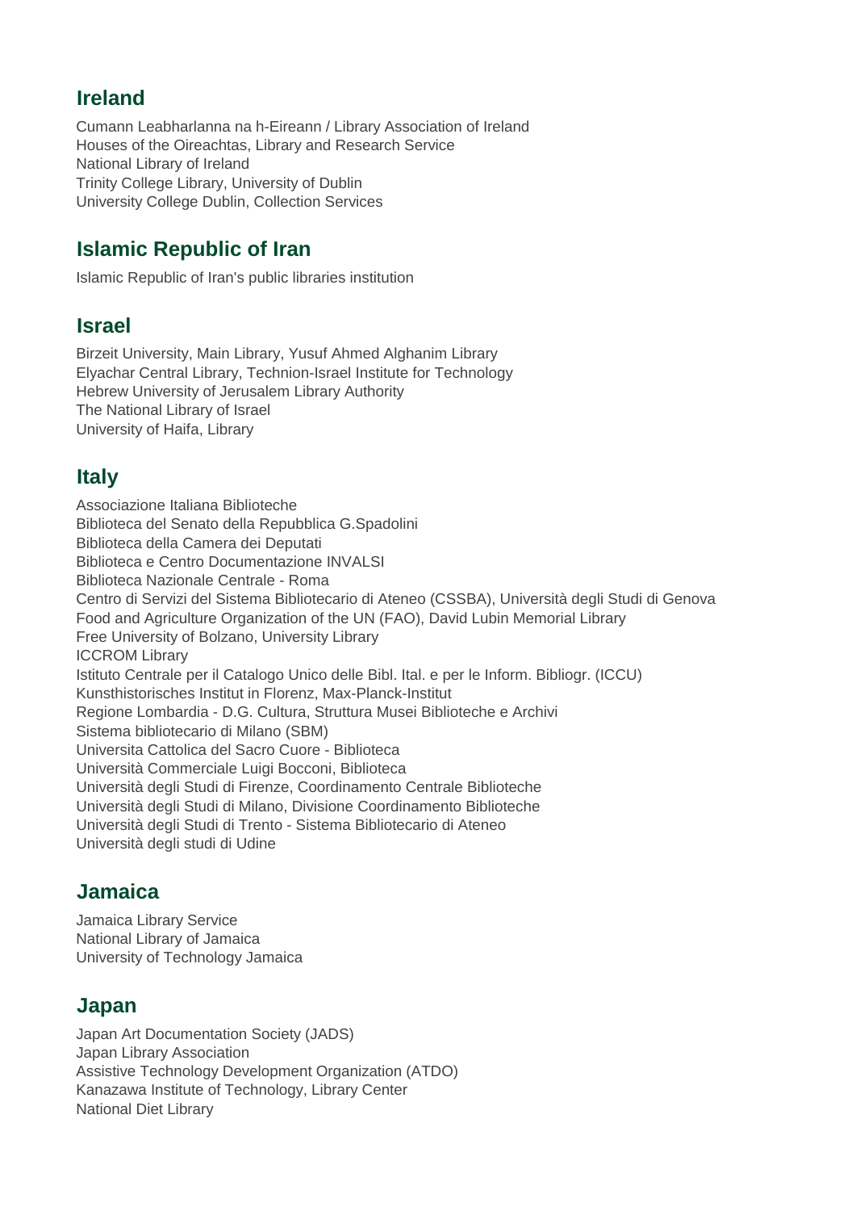## Ireland

Cumann Leabharlanna na h-Eireann / Library Association of Ireland
Houses of the Oireachtas, Library and Research Service
National Library of Ireland
Trinity College Library, University of Dublin
University College Dublin, Collection Services

## Islamic Republic of Iran

Islamic Republic of Iran's public libraries institution

## Israel

Birzeit University, Main Library, Yusuf Ahmed Alghanim Library
Elyachar Central Library, Technion-Israel Institute for Technology
Hebrew University of Jerusalem Library Authority
The National Library of Israel
University of Haifa, Library

## Italy

Associazione Italiana Biblioteche
Biblioteca del Senato della Repubblica G.Spadolini
Biblioteca della Camera dei Deputati
Biblioteca e Centro Documentazione INVALSI
Biblioteca Nazionale Centrale - Roma
Centro di Servizi del Sistema Bibliotecario di Ateneo (CSSBA), Università degli Studi di Genova
Food and Agriculture Organization of the UN (FAO), David Lubin Memorial Library
Free University of Bolzano, University Library
ICCROM Library
Istituto Centrale per il Catalogo Unico delle Bibl. Ital. e per le Inform. Bibliogr. (ICCU)
Kunsthistorisches Institut in Florenz, Max-Planck-Institut
Regione Lombardia - D.G. Cultura, Struttura Musei Biblioteche e Archivi
Sistema bibliotecario di Milano (SBM)
Universita Cattolica del Sacro Cuore - Biblioteca
Università Commerciale Luigi Bocconi, Biblioteca
Università degli Studi di Firenze, Coordinamento Centrale Biblioteche
Università degli Studi di Milano, Divisione Coordinamento Biblioteche
Università degli Studi di Trento - Sistema Bibliotecario di Ateneo
Università degli studi di Udine

## Jamaica

Jamaica Library Service
National Library of Jamaica
University of Technology Jamaica

## Japan

Japan Art Documentation Society (JADS)
Japan Library Association
Assistive Technology Development Organization (ATDO)
Kanazawa Institute of Technology, Library Center
National Diet Library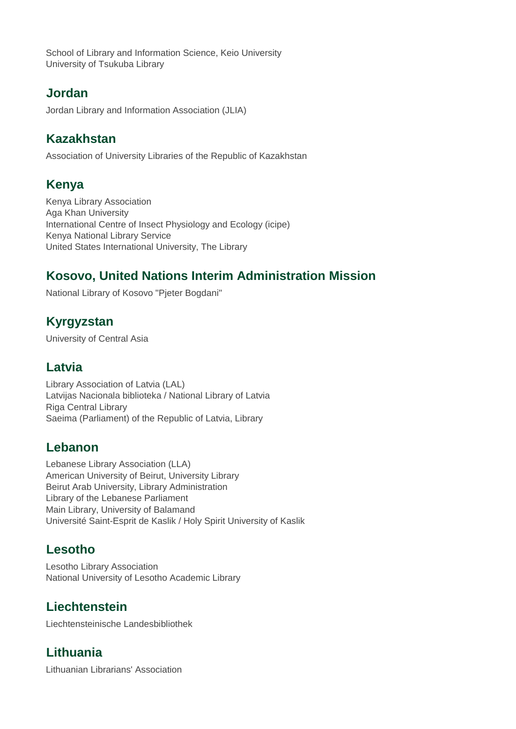School of Library and Information Science, Keio University
University of Tsukuba Library

## Jordan

Jordan Library and Information Association (JLIA)

## Kazakhstan

Association of University Libraries of the Republic of Kazakhstan

## Kenya

Kenya Library Association
Aga Khan University
International Centre of Insect Physiology and Ecology (icipe)
Kenya National Library Service
United States International University, The Library

## Kosovo, United Nations Interim Administration Mission

National Library of Kosovo "Pjeter Bogdani"

## Kyrgyzstan

University of Central Asia

## Latvia

Library Association of Latvia (LAL)
Latvijas Nacionala biblioteka / National Library of Latvia
Riga Central Library
Saeima (Parliament) of the Republic of Latvia, Library

## Lebanon

Lebanese Library Association (LLA)
American University of Beirut, University Library
Beirut Arab University, Library Administration
Library of the Lebanese Parliament
Main Library, University of Balamand
Université Saint-Esprit de Kaslik / Holy Spirit University of Kaslik

## Lesotho

Lesotho Library Association
National University of Lesotho Academic Library

## Liechtenstein

Liechtensteinische Landesbibliothek

## Lithuania

Lithuanian Librarians' Association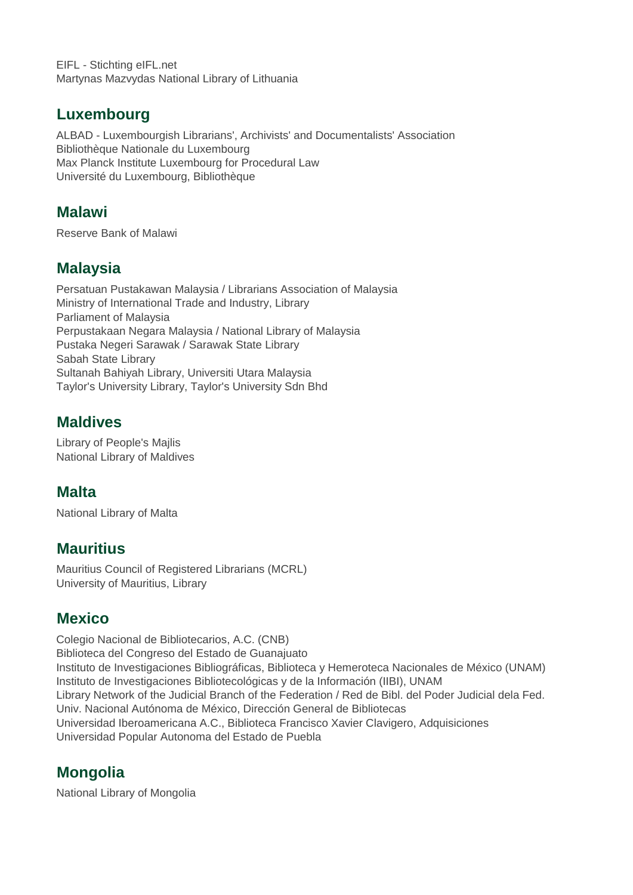EIFL - Stichting eIFL.net
Martynas Mazvydas National Library of Lithuania

## Luxembourg

ALBAD - Luxembourgish Librarians', Archivists' and Documentalists' Association
Bibliothèque Nationale du Luxembourg
Max Planck Institute Luxembourg for Procedural Law
Université du Luxembourg, Bibliothèque

## Malawi

Reserve Bank of Malawi

## Malaysia

Persatuan Pustakawan Malaysia / Librarians Association of Malaysia
Ministry of International Trade and Industry, Library
Parliament of Malaysia
Perpustakaan Negara Malaysia / National Library of Malaysia
Pustaka Negeri Sarawak / Sarawak State Library
Sabah State Library
Sultanah Bahiyah Library, Universiti Utara Malaysia
Taylor's University Library, Taylor's University Sdn Bhd

## Maldives

Library of People's Majlis
National Library of Maldives

## Malta

National Library of Malta

## Mauritius

Mauritius Council of Registered Librarians (MCRL)
University of Mauritius, Library

## Mexico

Colegio Nacional de Bibliotecarios, A.C. (CNB)
Biblioteca del Congreso del Estado de Guanajuato
Instituto de Investigaciones Bibliográficas, Biblioteca y Hemeroteca Nacionales de México (UNAM)
Instituto de Investigaciones Bibliotecológicas y de la Información (IIBI), UNAM
Library Network of the Judicial Branch of the Federation / Red de Bibl. del Poder Judicial dela Fed.
Univ. Nacional Autónoma de México, Dirección General de Bibliotecas
Universidad Iberoamericana A.C., Biblioteca Francisco Xavier Clavigero, Adquisiciones
Universidad Popular Autonoma del Estado de Puebla

## Mongolia

National Library of Mongolia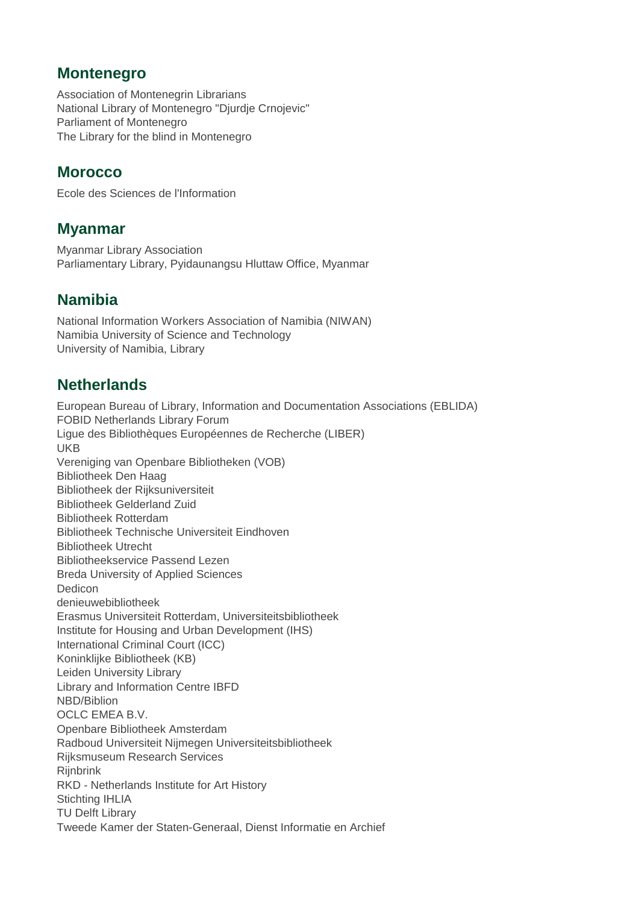## Montenegro

Association of Montenegrin Librarians
National Library of Montenegro "Djurdje Crnojevic"
Parliament of Montenegro
The Library for the blind in Montenegro

## Morocco

Ecole des Sciences de l'Information

## Myanmar

Myanmar Library Association
Parliamentary Library, Pyidaunangsu Hluttaw Office, Myanmar

## Namibia

National Information Workers Association of Namibia (NIWAN)
Namibia University of Science and Technology
University of Namibia, Library

## Netherlands

European Bureau of Library, Information and Documentation Associations (EBLIDA)
FOBID Netherlands Library Forum
Ligue des Bibliothèques Européennes de Recherche (LIBER)
UKB
Vereniging van Openbare Bibliotheken (VOB)
Bibliotheek Den Haag
Bibliotheek der Rijksuniversiteit
Bibliotheek Gelderland Zuid
Bibliotheek Rotterdam
Bibliotheek Technische Universiteit Eindhoven
Bibliotheek Utrecht
Bibliotheekservice Passend Lezen
Breda University of Applied Sciences
Dedicon
denieuwebibliotheek
Erasmus Universiteit Rotterdam, Universiteitsbibliotheek
Institute for Housing and Urban Development (IHS)
International Criminal Court (ICC)
Koninklijke Bibliotheek (KB)
Leiden University Library
Library and Information Centre IBFD
NBD/Biblion
OCLC EMEA B.V.
Openbare Bibliotheek Amsterdam
Radboud Universiteit Nijmegen Universiteitsbibliotheek
Rijksmuseum Research Services
Rijnbrink
RKD - Netherlands Institute for Art History
Stichting IHLIA
TU Delft Library
Tweede Kamer der Staten-Generaal, Dienst Informatie en Archief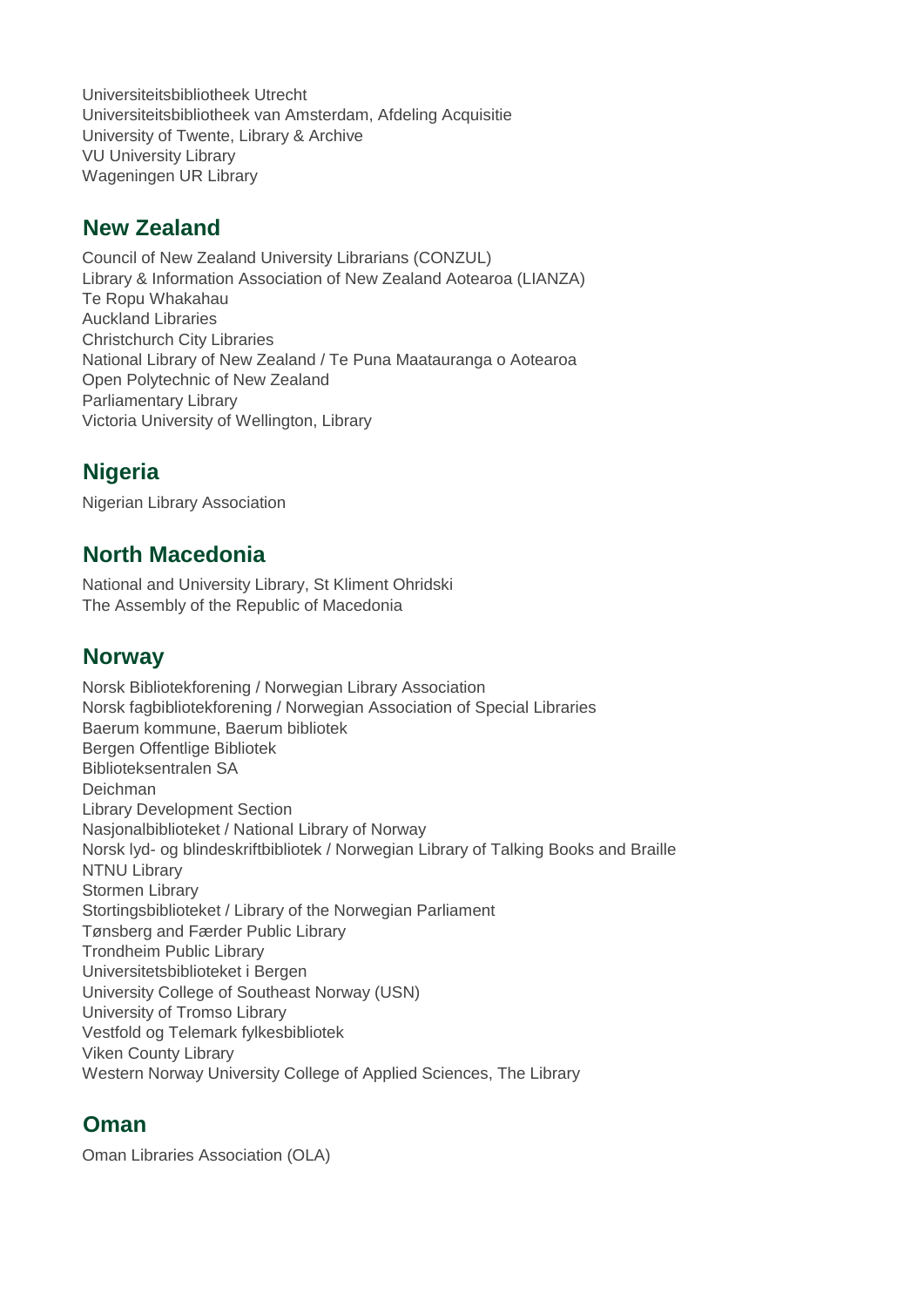Universiteitsbibliotheek Utrecht
Universiteitsbibliotheek van Amsterdam, Afdeling Acquisitie
University of Twente, Library & Archive
VU University Library
Wageningen UR Library

## New Zealand

Council of New Zealand University Librarians (CONZUL)
Library & Information Association of New Zealand Aotearoa (LIANZA)
Te Ropu Whakahau
Auckland Libraries
Christchurch City Libraries
National Library of New Zealand / Te Puna Maatauranga o Aotearoa
Open Polytechnic of New Zealand
Parliamentary Library
Victoria University of Wellington, Library

## Nigeria

Nigerian Library Association

## North Macedonia

National and University Library, St Kliment Ohridski
The Assembly of the Republic of Macedonia

## Norway

Norsk Bibliotekforening / Norwegian Library Association
Norsk fagbibliotekforening / Norwegian Association of Special Libraries
Baerum kommune, Baerum bibliotek
Bergen Offentlige Bibliotek
Biblioteksentralen SA
Deichman
Library Development Section
Nasjonalbiblioteket / National Library of Norway
Norsk lyd- og blindeskriftbibliotek / Norwegian Library of Talking Books and Braille
NTNU Library
Stormen Library
Stortingsbiblioteket / Library of the Norwegian Parliament
Tønsberg and Færder Public Library
Trondheim Public Library
Universitetsbiblioteket i Bergen
University College of Southeast Norway (USN)
University of Tromso Library
Vestfold og Telemark fylkesbibliotek
Viken County Library
Western Norway University College of Applied Sciences, The Library

## Oman

Oman Libraries Association (OLA)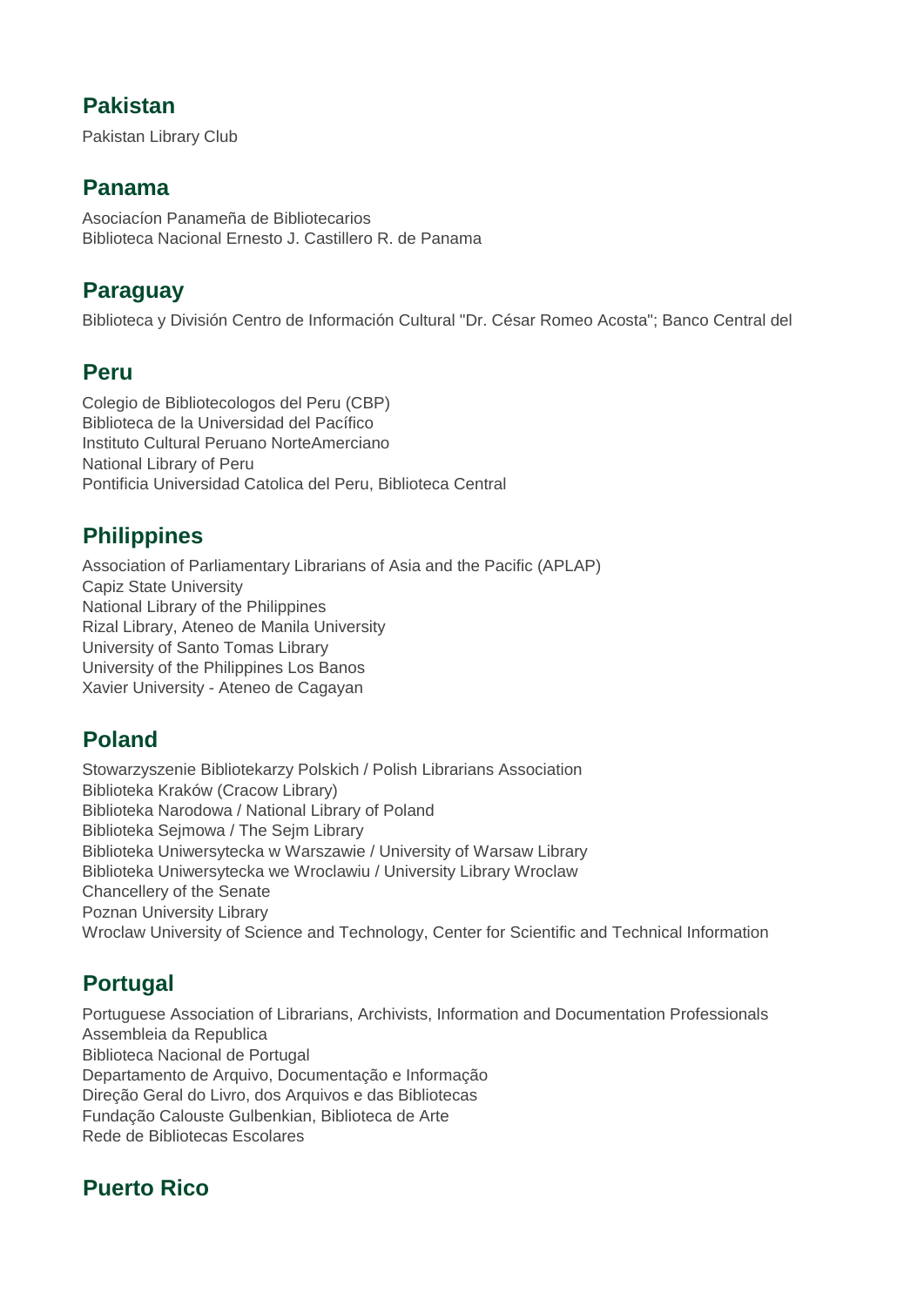## Pakistan

Pakistan Library Club

## Panama

Asociacíon Panameña de Bibliotecarios
Biblioteca Nacional Ernesto J. Castillero R. de Panama

## Paraguay

Biblioteca y División Centro de Información Cultural "Dr. César Romeo Acosta"; Banco Central del

## Peru

Colegio de Bibliotecologos del Peru (CBP)
Biblioteca de la Universidad del Pacífico
Instituto Cultural Peruano NorteAmerciano
National Library of Peru
Pontificia Universidad Catolica del Peru, Biblioteca Central

## Philippines

Association of Parliamentary Librarians of Asia and the Pacific (APLAP)
Capiz State University
National Library of the Philippines
Rizal Library, Ateneo de Manila University
University of Santo Tomas Library
University of the Philippines Los Banos
Xavier University - Ateneo de Cagayan

## Poland

Stowarzyszenie Bibliotekarzy Polskich / Polish Librarians Association
Biblioteka Kraków (Cracow Library)
Biblioteka Narodowa / National Library of Poland
Biblioteka Sejmowa / The Sejm Library
Biblioteka Uniwersytecka w Warszawie / University of Warsaw Library
Biblioteka Uniwersytecka we Wroclawiu / University Library Wroclaw
Chancellery of the Senate
Poznan University Library
Wroclaw University of Science and Technology, Center for Scientific and Technical Information

## Portugal

Portuguese Association of Librarians, Archivists, Information and Documentation Professionals
Assembleia da Republica
Biblioteca Nacional de Portugal
Departamento de Arquivo, Documentação e Informação
Direção Geral do Livro, dos Arquivos e das Bibliotecas
Fundação Calouste Gulbenkian, Biblioteca de Arte
Rede de Bibliotecas Escolares

## Puerto Rico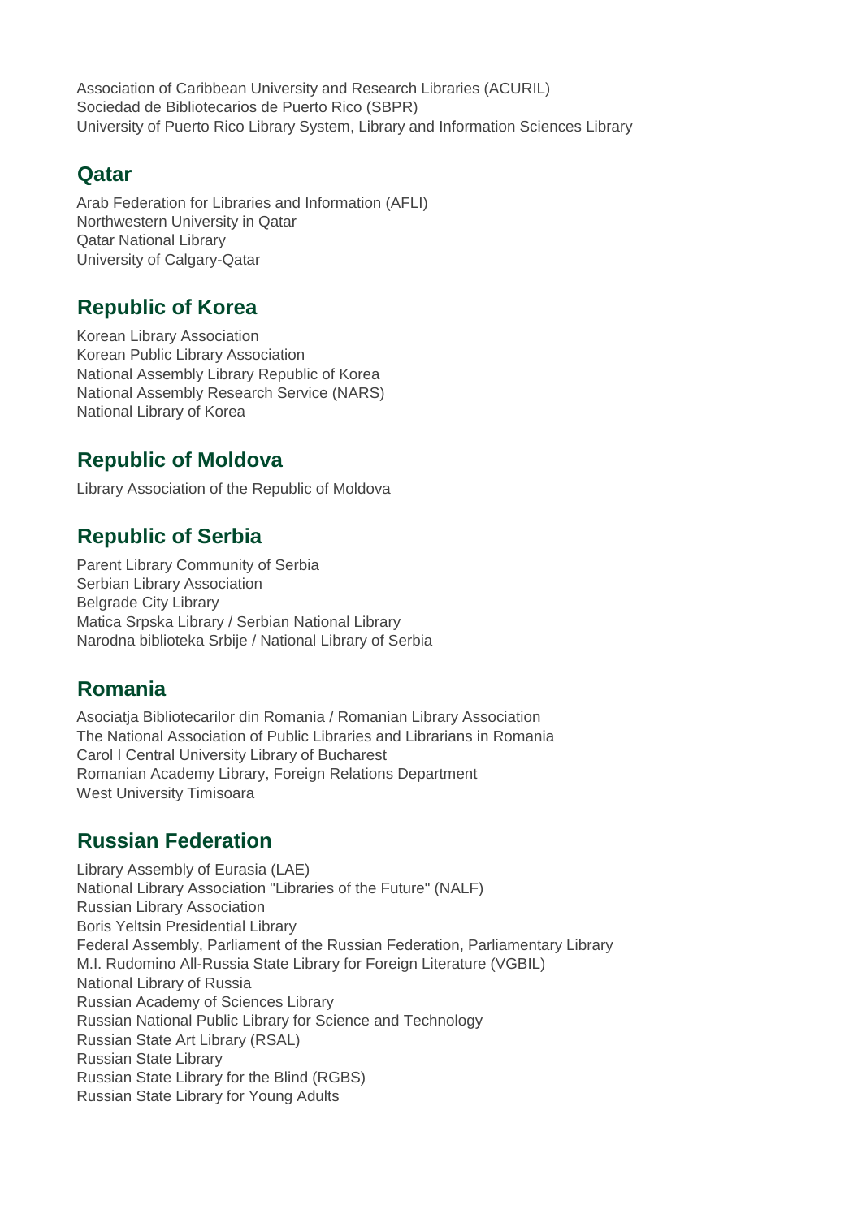Association of Caribbean University and Research Libraries (ACURIL)
Sociedad de Bibliotecarios de Puerto Rico (SBPR)
University of Puerto Rico Library System, Library and Information Sciences Library

## Qatar

Arab Federation for Libraries and Information (AFLI)
Northwestern University in Qatar
Qatar National Library
University of Calgary-Qatar

## Republic of Korea

Korean Library Association
Korean Public Library Association
National Assembly Library Republic of Korea
National Assembly Research Service (NARS)
National Library of Korea

## Republic of Moldova

Library Association of the Republic of Moldova

## Republic of Serbia

Parent Library Community of Serbia
Serbian Library Association
Belgrade City Library
Matica Srpska Library / Serbian National Library
Narodna biblioteka Srbije / National Library of Serbia

## Romania

Asociatja Bibliotecarilor din Romania / Romanian Library Association
The National Association of Public Libraries and Librarians in Romania
Carol I Central University Library of Bucharest
Romanian Academy Library, Foreign Relations Department
West University Timisoara

## Russian Federation

Library Assembly of Eurasia (LAE)
National Library Association "Libraries of the Future" (NALF)
Russian Library Association
Boris Yeltsin Presidential Library
Federal Assembly, Parliament of the Russian Federation, Parliamentary Library
M.I. Rudomino All-Russia State Library for Foreign Literature (VGBIL)
National Library of Russia
Russian Academy of Sciences Library
Russian National Public Library for Science and Technology
Russian State Art Library (RSAL)
Russian State Library
Russian State Library for the Blind (RGBS)
Russian State Library for Young Adults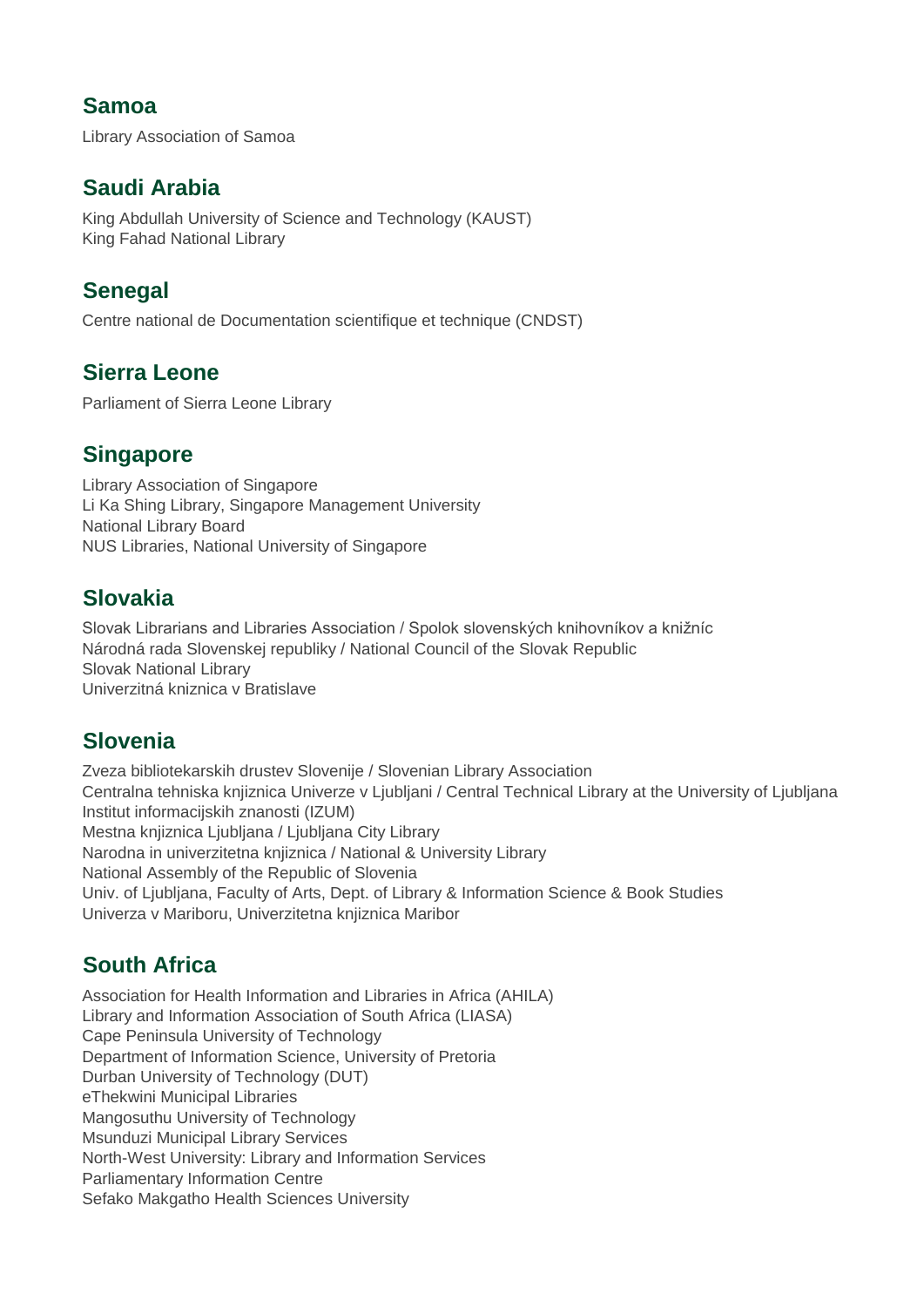## Samoa

Library Association of Samoa

## Saudi Arabia

King Abdullah University of Science and Technology (KAUST)
King Fahad National Library

## Senegal

Centre national de Documentation scientifique et technique (CNDST)

## Sierra Leone

Parliament of Sierra Leone Library

## Singapore

Library Association of Singapore
Li Ka Shing Library, Singapore Management University
National Library Board
NUS Libraries, National University of Singapore

## Slovakia

Slovak Librarians and Libraries Association / Spolok slovenských knihovníkov a knižníc
Národná rada Slovenskej republiky / National Council of the Slovak Republic
Slovak National Library
Univerzitná kniznica v Bratislave

## Slovenia

Zveza bibliotekarskih drustev Slovenije / Slovenian Library Association
Centralna tehniska knjiznica Univerze v Ljubljani / Central Technical Library at the University of Ljubljana
Institut informacijskih znanosti (IZUM)
Mestna knjiznica Ljubljana / Ljubljana City Library
Narodna in univerzitetna knjiznica / National & University Library
National Assembly of the Republic of Slovenia
Univ. of Ljubljana, Faculty of Arts, Dept. of Library & Information Science & Book Studies
Univerza v Mariboru, Univerzitetna knjiznica Maribor

## South Africa

Association for Health Information and Libraries in Africa (AHILA)
Library and Information Association of South Africa (LIASA)
Cape Peninsula University of Technology
Department of Information Science, University of Pretoria
Durban University of Technology (DUT)
eThekwini Municipal Libraries
Mangosuthu University of Technology
Msunduzi Municipal Library Services
North-West University: Library and Information Services
Parliamentary Information Centre
Sefako Makgatho Health Sciences University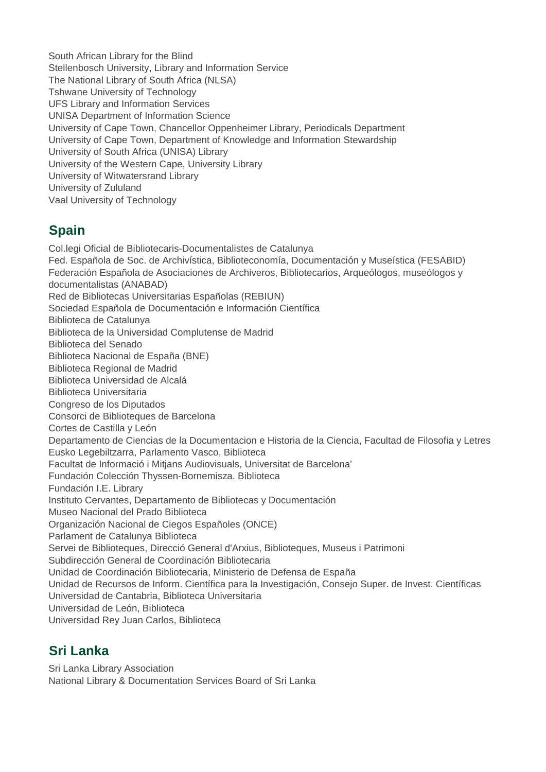South African Library for the Blind
Stellenbosch University, Library and Information Service
The National Library of South Africa (NLSA)
Tshwane University of Technology
UFS Library and Information Services
UNISA Department of Information Science
University of Cape Town, Chancellor Oppenheimer Library, Periodicals Department
University of Cape Town, Department of Knowledge and Information Stewardship
University of South Africa (UNISA) Library
University of the Western Cape, University Library
University of Witwatersrand Library
University of Zululand
Vaal University of Technology

## Spain

Col.legi Oficial de Bibliotecaris-Documentalistes de Catalunya
Fed. Española de Soc. de Archivística, Biblioteconomía, Documentación y Museística (FESABID)
Federación Española de Asociaciones de Archiveros, Bibliotecarios, Arqueólogos, museólogos y documentalistas (ANABAD)
Red de Bibliotecas Universitarias Españolas (REBIUN)
Sociedad Española de Documentación e Información Científica
Biblioteca de Catalunya
Biblioteca de la Universidad Complutense de Madrid
Biblioteca del Senado
Biblioteca Nacional de España (BNE)
Biblioteca Regional de Madrid
Biblioteca Universidad de Alcalá
Biblioteca Universitaria
Congreso de los Diputados
Consorci de Biblioteques de Barcelona
Cortes de Castilla y León
Departamento de Ciencias de la Documentacion e Historia de la Ciencia, Facultad de Filosofia y Letres
Eusko Legebiltzarra, Parlamento Vasco, Biblioteca
Facultat de Informació i Mitjans Audiovisuals, Universitat de Barcelona'
Fundación Colección Thyssen-Bornemisza. Biblioteca
Fundación I.E. Library
Instituto Cervantes, Departamento de Bibliotecas y Documentación
Museo Nacional del Prado Biblioteca
Organización Nacional de Ciegos Españoles (ONCE)
Parlament de Catalunya Biblioteca
Servei de Biblioteques, Direcció General d'Arxius, Biblioteques, Museus i Patrimoni
Subdirección General de Coordinación Bibliotecaria
Unidad de Coordinación Bibliotecaria, Ministerio de Defensa de España
Unidad de Recursos de Inform. Científica para la Investigación, Consejo Super. de Invest. Científicas
Universidad de Cantabria, Biblioteca Universitaria
Universidad de León, Biblioteca
Universidad Rey Juan Carlos, Biblioteca

## Sri Lanka

Sri Lanka Library Association
National Library & Documentation Services Board of Sri Lanka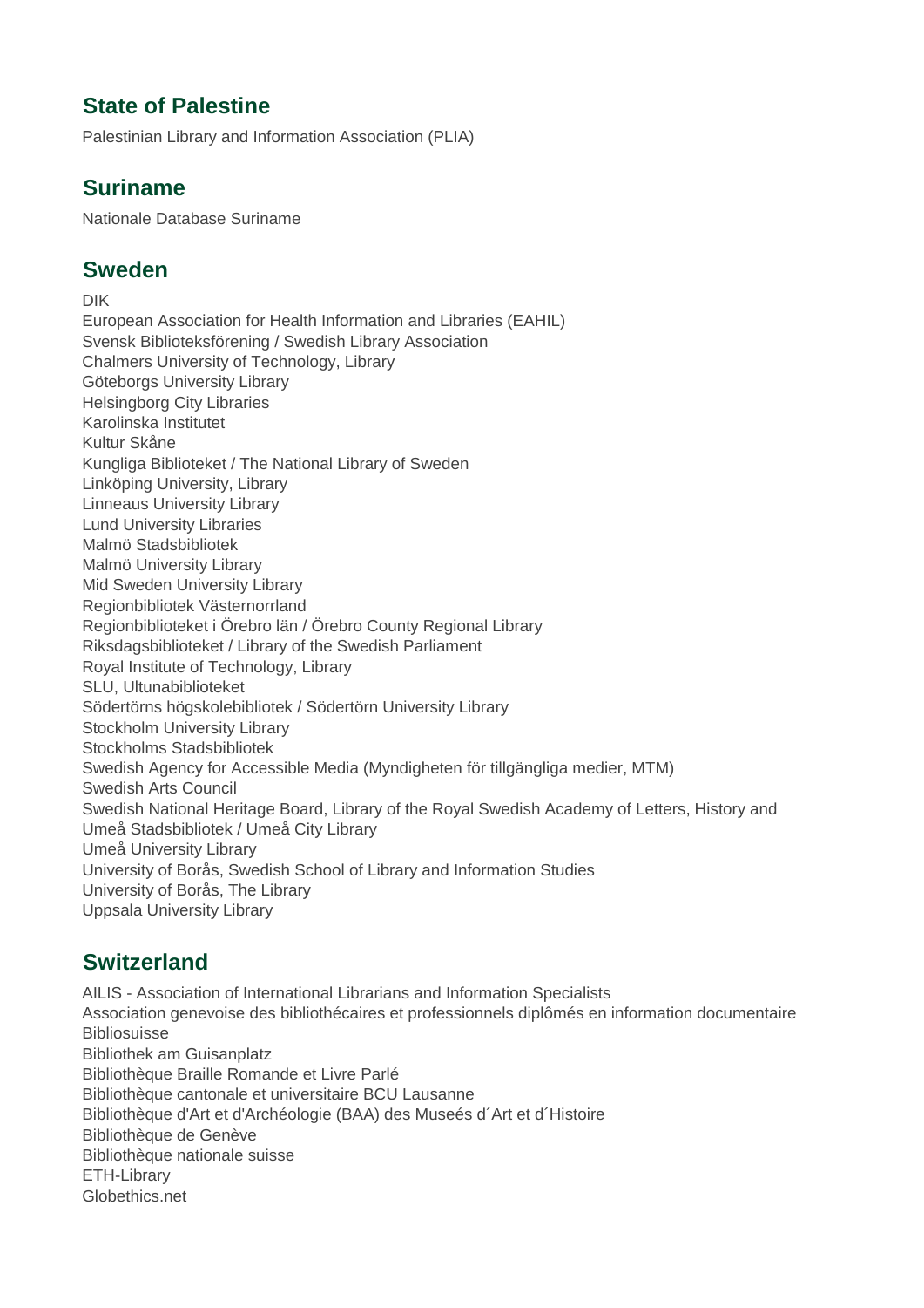## State of Palestine

Palestinian Library and Information Association (PLIA)

## Suriname

Nationale Database Suriname

## Sweden

DIK
European Association for Health Information and Libraries (EAHIL)
Svensk Biblioteksförening / Swedish Library Association
Chalmers University of Technology, Library
Göteborgs University Library
Helsingborg City Libraries
Karolinska Institutet
Kultur Skåne
Kungliga Biblioteket / The National Library of Sweden
Linköping University, Library
Linneaus University Library
Lund University Libraries
Malmö Stadsbibliotek
Malmö University Library
Mid Sweden University Library
Regionbibliotek Västernorrland
Regionbiblioteket i Örebro län / Örebro County Regional Library
Riksdagsbiblioteket / Library of the Swedish Parliament
Royal Institute of Technology, Library
SLU, Ultunabiblioteket
Södertörns högskolebibliotek / Södertörn University Library
Stockholm University Library
Stockholms Stadsbibliotek
Swedish Agency for Accessible Media (Myndigheten för tillgängliga medier, MTM)
Swedish Arts Council
Swedish National Heritage Board, Library of the Royal Swedish Academy of Letters, History and
Umeå Stadsbibliotek / Umeå City Library
Umeå University Library
University of Borås, Swedish School of Library and Information Studies
University of Borås, The Library
Uppsala University Library

## Switzerland

AILIS - Association of International Librarians and Information Specialists
Association genevoise des bibliothécaires et professionnels diplômés en information documentaire
Bibliosuisse
Bibliothek am Guisanplatz
Bibliothèque Braille Romande et Livre Parlé
Bibliothèque cantonale et universitaire BCU Lausanne
Bibliothèque d'Art et d'Archéologie (BAA) des Museés d´Art et d´Histoire
Bibliothèque de Genève
Bibliothèque nationale suisse
ETH-Library
Globethics.net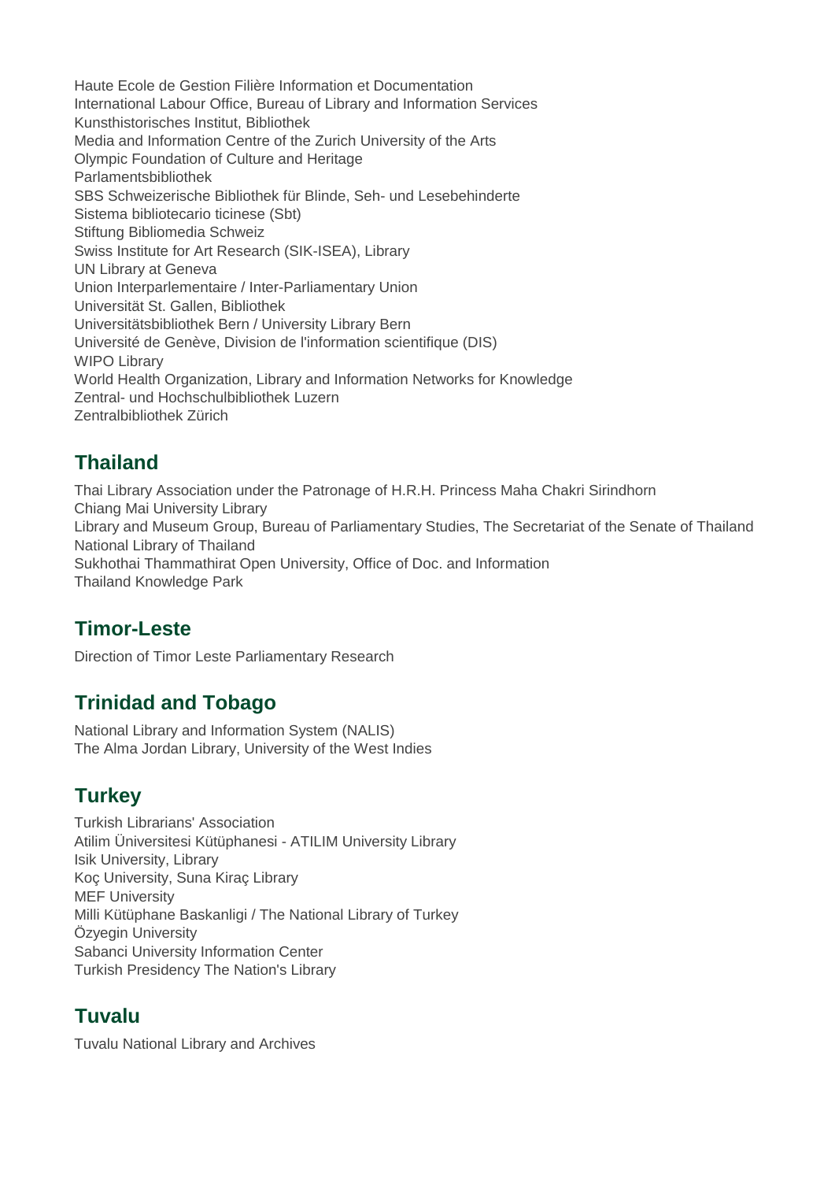Haute Ecole de Gestion Filière Information et Documentation
International Labour Office, Bureau of Library and Information Services
Kunsthistorisches Institut, Bibliothek
Media and Information Centre of the Zurich University of the Arts
Olympic Foundation of Culture and Heritage
Parlamentsbibliothek
SBS Schweizerische Bibliothek für Blinde, Seh- und Lesebehinderte
Sistema bibliotecario ticinese (Sbt)
Stiftung Bibliomedia Schweiz
Swiss Institute for Art Research (SIK-ISEA), Library
UN Library at Geneva
Union Interparlementaire / Inter-Parliamentary Union
Universität St. Gallen, Bibliothek
Universitätsbibliothek Bern / University Library Bern
Université de Genève, Division de l'information scientifique (DIS)
WIPO Library
World Health Organization, Library and Information Networks for Knowledge
Zentral- und Hochschulbibliothek Luzern
Zentralbibliothek Zürich

## Thailand

Thai Library Association under the Patronage of H.R.H. Princess Maha Chakri Sirindhorn
Chiang Mai University Library
Library and Museum Group, Bureau of Parliamentary Studies, The Secretariat of the Senate of Thailand
National Library of Thailand
Sukhothai Thammathirat Open University, Office of Doc. and Information
Thailand Knowledge Park

## Timor-Leste

Direction of Timor Leste Parliamentary Research

## Trinidad and Tobago

National Library and Information System (NALIS)
The Alma Jordan Library, University of the West Indies

## Turkey

Turkish Librarians' Association
Atilim Üniversitesi Kütüphanesi - ATILIM University Library
Isik University, Library
Koç University, Suna Kiraç Library
MEF University
Milli Kütüphane Baskanligi / The National Library of Turkey
Özyegin University
Sabanci University Information Center
Turkish Presidency The Nation's Library

## Tuvalu

Tuvalu National Library and Archives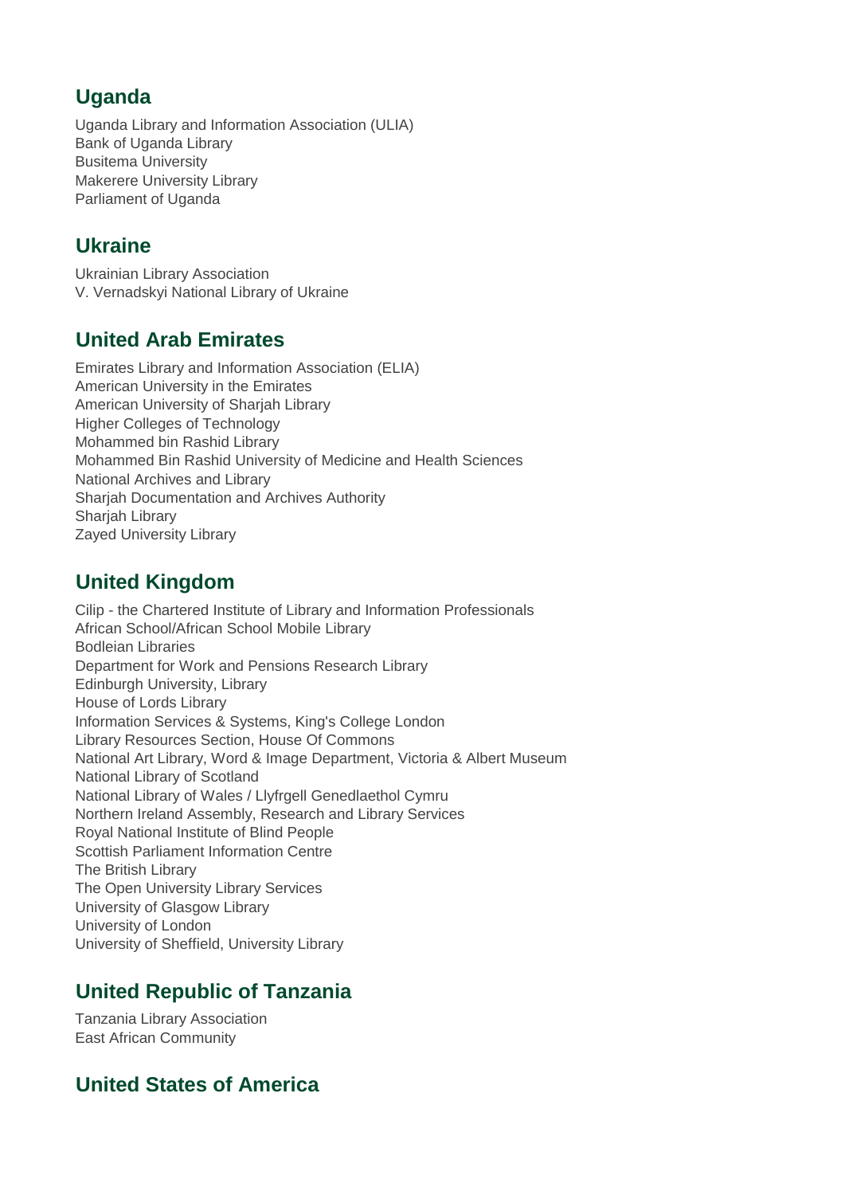## Uganda

Uganda Library and Information Association (ULIA)
Bank of Uganda Library
Busitema University
Makerere University Library
Parliament of Uganda

## Ukraine

Ukrainian Library Association
V. Vernadskyi National Library of Ukraine

## United Arab Emirates

Emirates Library and Information Association (ELIA)
American University in the Emirates
American University of Sharjah Library
Higher Colleges of Technology
Mohammed bin Rashid Library
Mohammed Bin Rashid University of Medicine and Health Sciences
National Archives and Library
Sharjah Documentation and Archives Authority
Sharjah Library
Zayed University Library

## United Kingdom

Cilip - the Chartered Institute of Library and Information Professionals
African School/African School Mobile Library
Bodleian Libraries
Department for Work and Pensions Research Library
Edinburgh University, Library
House of Lords Library
Information Services & Systems, King's College London
Library Resources Section, House Of Commons
National Art Library, Word & Image Department, Victoria & Albert Museum
National Library of Scotland
National Library of Wales / Llyfrgell Genedlaethol Cymru
Northern Ireland Assembly, Research and Library Services
Royal National Institute of Blind People
Scottish Parliament Information Centre
The British Library
The Open University Library Services
University of Glasgow Library
University of London
University of Sheffield, University Library

## United Republic of Tanzania

Tanzania Library Association
East African Community

## United States of America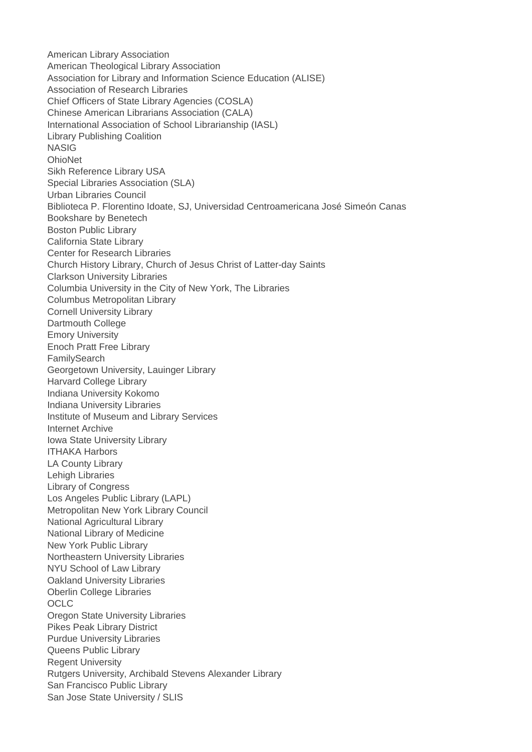American Library Association
American Theological Library Association
Association for Library and Information Science Education (ALISE)
Association of Research Libraries
Chief Officers of State Library Agencies (COSLA)
Chinese American Librarians Association (CALA)
International Association of School Librarianship (IASL)
Library Publishing Coalition
NASIG
OhioNet
Sikh Reference Library USA
Special Libraries Association (SLA)
Urban Libraries Council
Biblioteca P. Florentino Idoate, SJ, Universidad Centroamericana José Simeón Canas
Bookshare by Benetech
Boston Public Library
California State Library
Center for Research Libraries
Church History Library, Church of Jesus Christ of Latter-day Saints
Clarkson University Libraries
Columbia University in the City of New York, The Libraries
Columbus Metropolitan Library
Cornell University Library
Dartmouth College
Emory University
Enoch Pratt Free Library
FamilySearch
Georgetown University, Lauinger Library
Harvard College Library
Indiana University Kokomo
Indiana University Libraries
Institute of Museum and Library Services
Internet Archive
Iowa State University Library
ITHAKA Harbors
LA County Library
Lehigh Libraries
Library of Congress
Los Angeles Public Library (LAPL)
Metropolitan New York Library Council
National Agricultural Library
National Library of Medicine
New York Public Library
Northeastern University Libraries
NYU School of Law Library
Oakland University Libraries
Oberlin College Libraries
OCLC
Oregon State University Libraries
Pikes Peak Library District
Purdue University Libraries
Queens Public Library
Regent University
Rutgers University, Archibald Stevens Alexander Library
San Francisco Public Library
San Jose State University / SLIS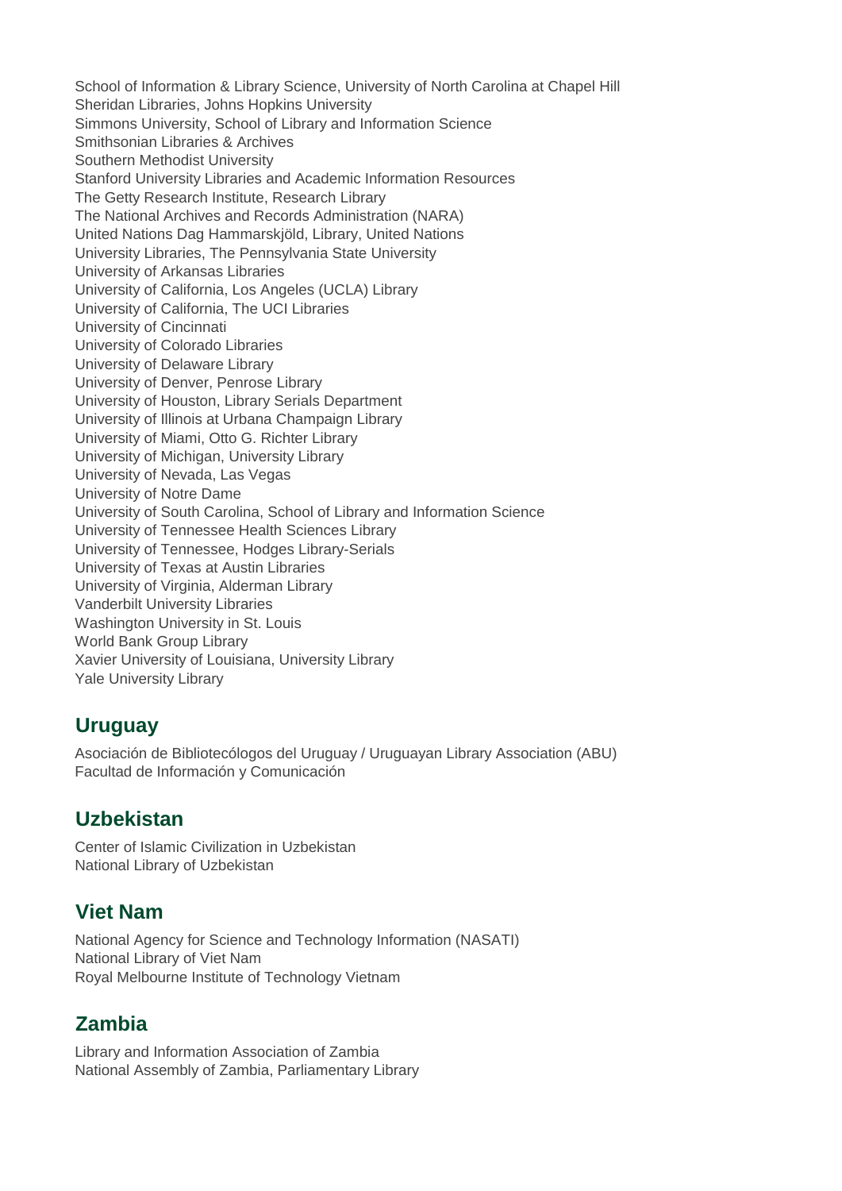School of Information & Library Science, University of North Carolina at Chapel Hill
Sheridan Libraries, Johns Hopkins University
Simmons University, School of Library and Information Science
Smithsonian Libraries & Archives
Southern Methodist University
Stanford University Libraries and Academic Information Resources
The Getty Research Institute, Research Library
The National Archives and Records Administration (NARA)
United Nations Dag Hammarskjöld, Library, United Nations
University Libraries, The Pennsylvania State University
University of Arkansas Libraries
University of California, Los Angeles (UCLA) Library
University of California, The UCI Libraries
University of Cincinnati
University of Colorado Libraries
University of Delaware Library
University of Denver, Penrose Library
University of Houston, Library Serials Department
University of Illinois at Urbana Champaign Library
University of Miami, Otto G. Richter Library
University of Michigan, University Library
University of Nevada, Las Vegas
University of Notre Dame
University of South Carolina, School of Library and Information Science
University of Tennessee Health Sciences Library
University of Tennessee, Hodges Library-Serials
University of Texas at Austin Libraries
University of Virginia, Alderman Library
Vanderbilt University Libraries
Washington University in St. Louis
World Bank Group Library
Xavier University of Louisiana, University Library
Yale University Library

## Uruguay

Asociación de Bibliotecólogos del Uruguay / Uruguayan Library Association (ABU)
Facultad de Información y Comunicación

## Uzbekistan

Center of Islamic Civilization in Uzbekistan
National Library of Uzbekistan

## Viet Nam

National Agency for Science and Technology Information (NASATI)
National Library of Viet Nam
Royal Melbourne Institute of Technology Vietnam

## Zambia

Library and Information Association of Zambia
National Assembly of Zambia, Parliamentary Library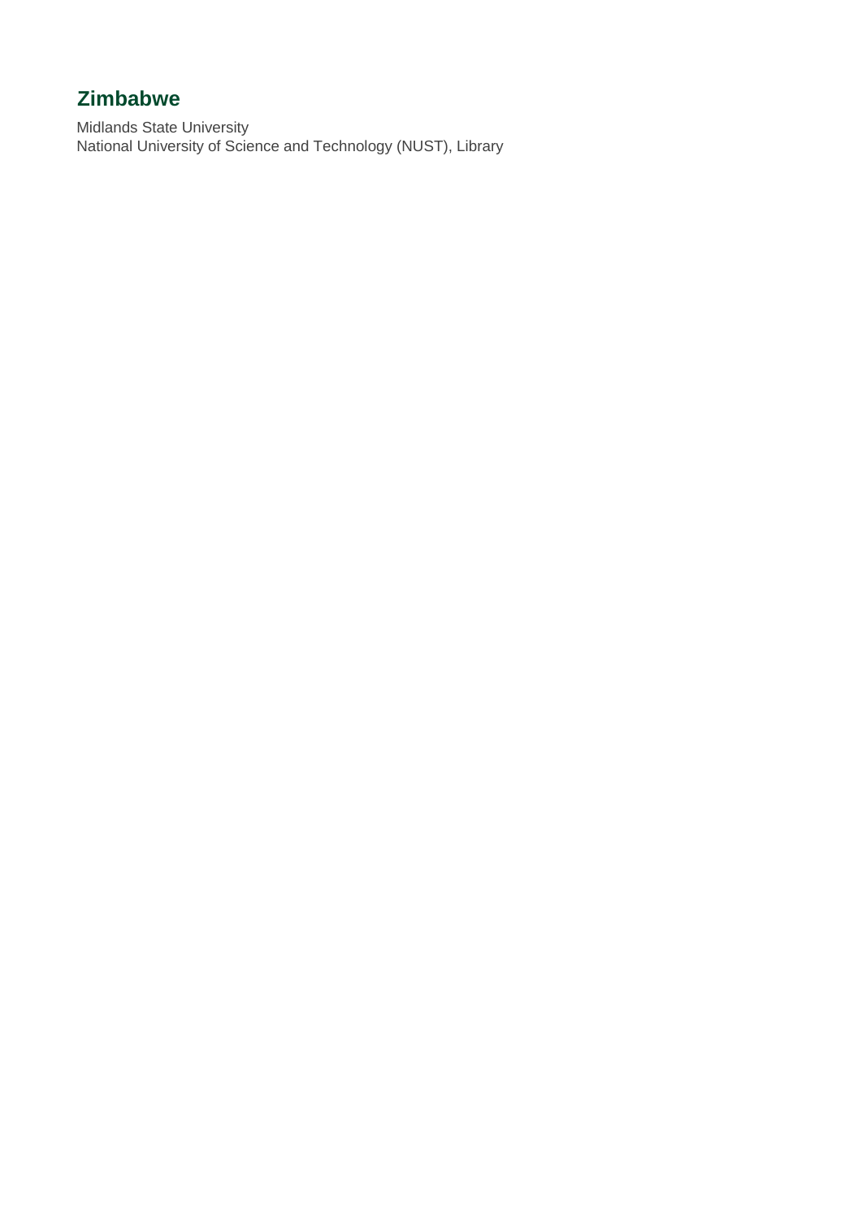## Zimbabwe

Midlands State University
National University of Science and Technology (NUST), Library